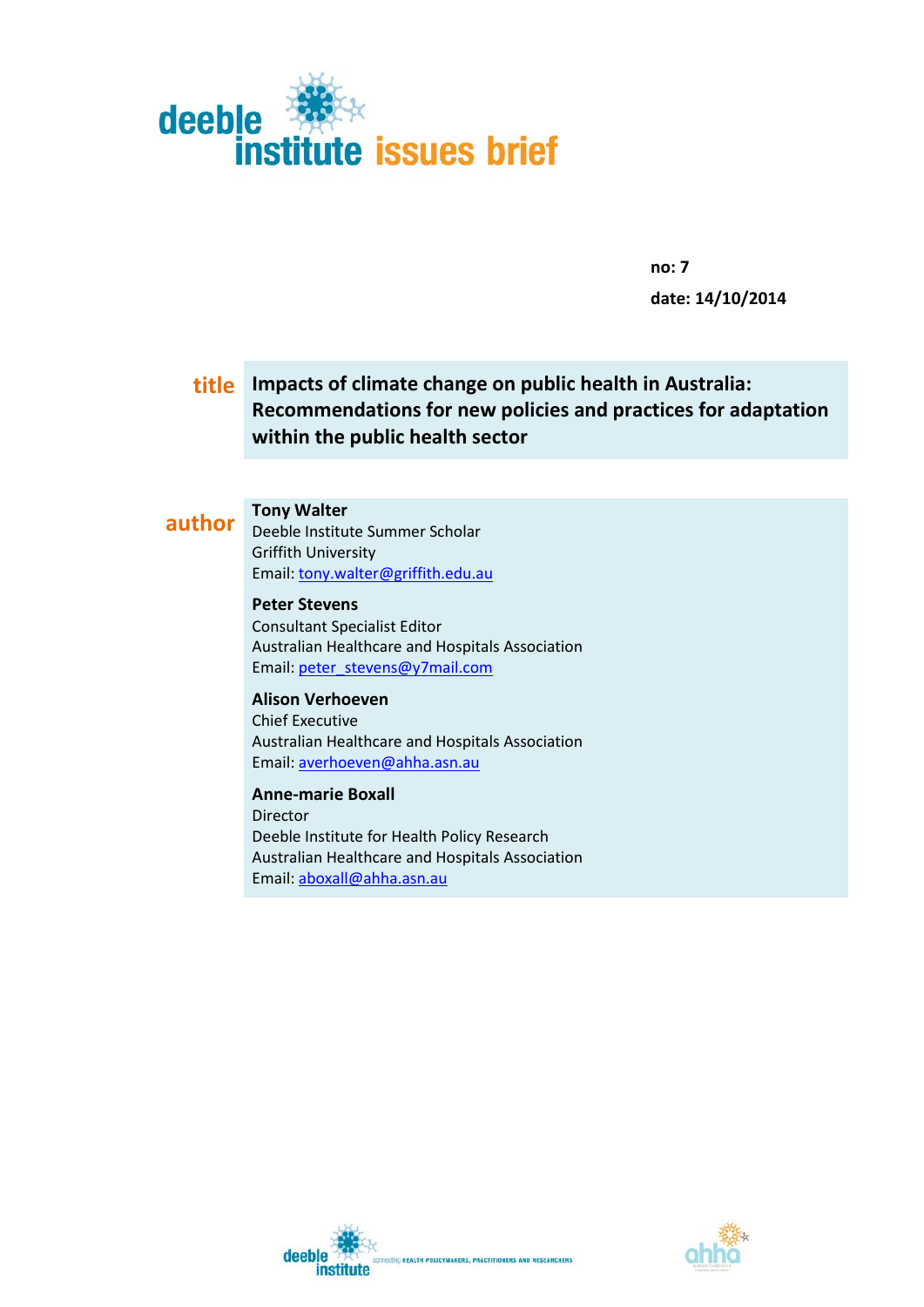deeble institute issues brief

**no: 7**

**date: 14/10/2014**

**title** **Impacts of climate change on public health in Australia: Recommendations for new policies and practices for adaptation within the public health sector**

**author**

**Tony Walter**
Deeble Institute Summer Scholar
Griffith University
Email: tony.walter@griffith.edu.au

**Peter Stevens**
Consultant Specialist Editor
Australian Healthcare and Hospitals Association
Email: peter_stevens@y7mail.com

**Alison Verhoeven**
Chief Executive
Australian Healthcare and Hospitals Association
Email: averhoeven@ahha.asn.au

**Anne-marie Boxall**
Director
Deeble Institute for Health Policy Research
Australian Healthcare and Hospitals Association
Email: aboxall@ahha.asn.au

deeble institute connecting HEALTH POLICYMAKERS, PRACTITIONERS AND RESEARCHERS

ahha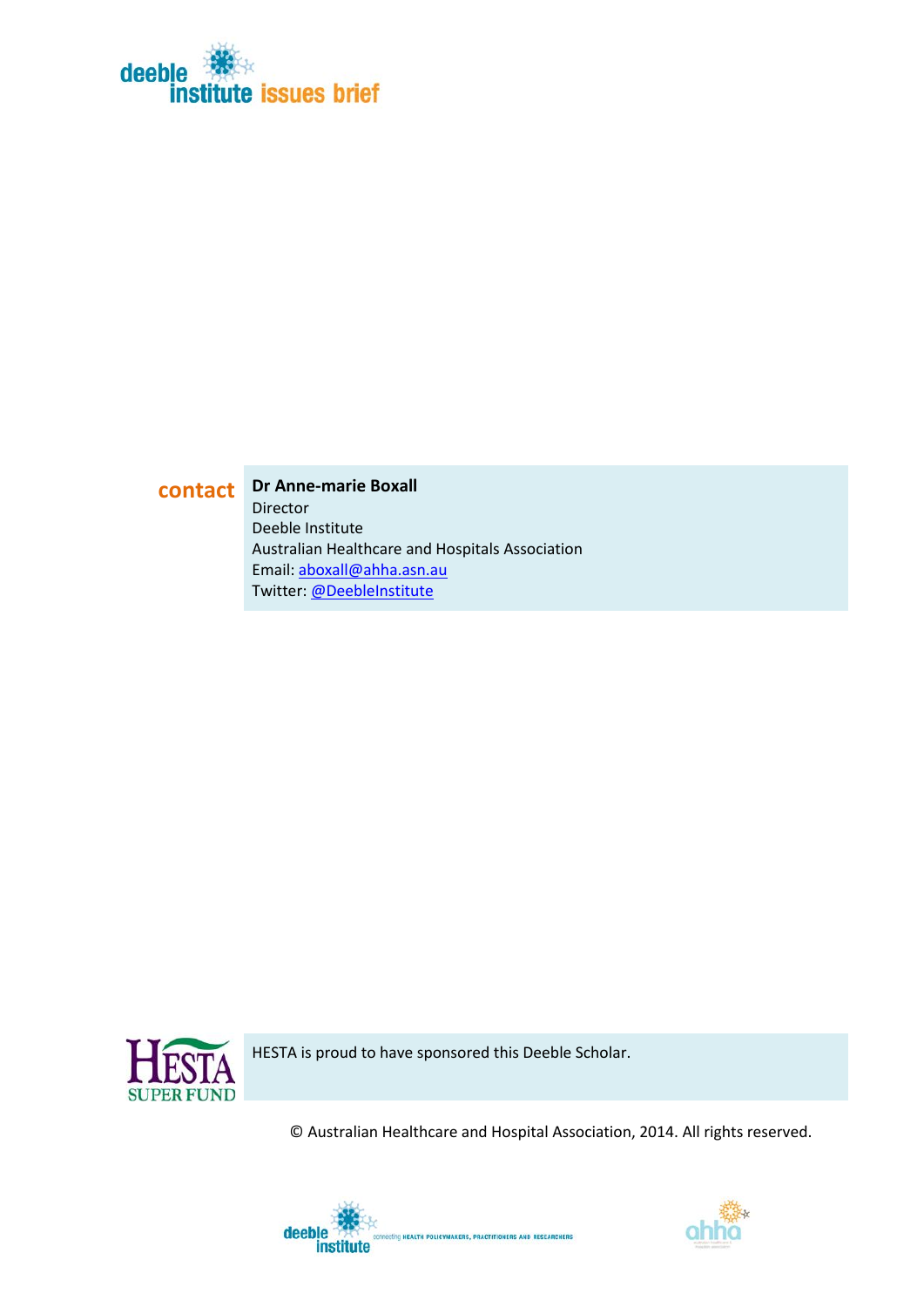deeble institute issues brief

**contact**

**Dr Anne-marie Boxall**
Director
Deeble Institute
Australian Healthcare and Hospitals Association
Email: aboxall@ahha.asn.au
Twitter: @DeebleInstitute

HESTA SUPER FUND

HESTA is proud to have sponsored this Deeble Scholar.

© Australian Healthcare and Hospital Association, 2014. All rights reserved.

deeble institute connecting HEALTH POLICYMAKERS, PRACTITIONERS AND RESEARCHERS

ahha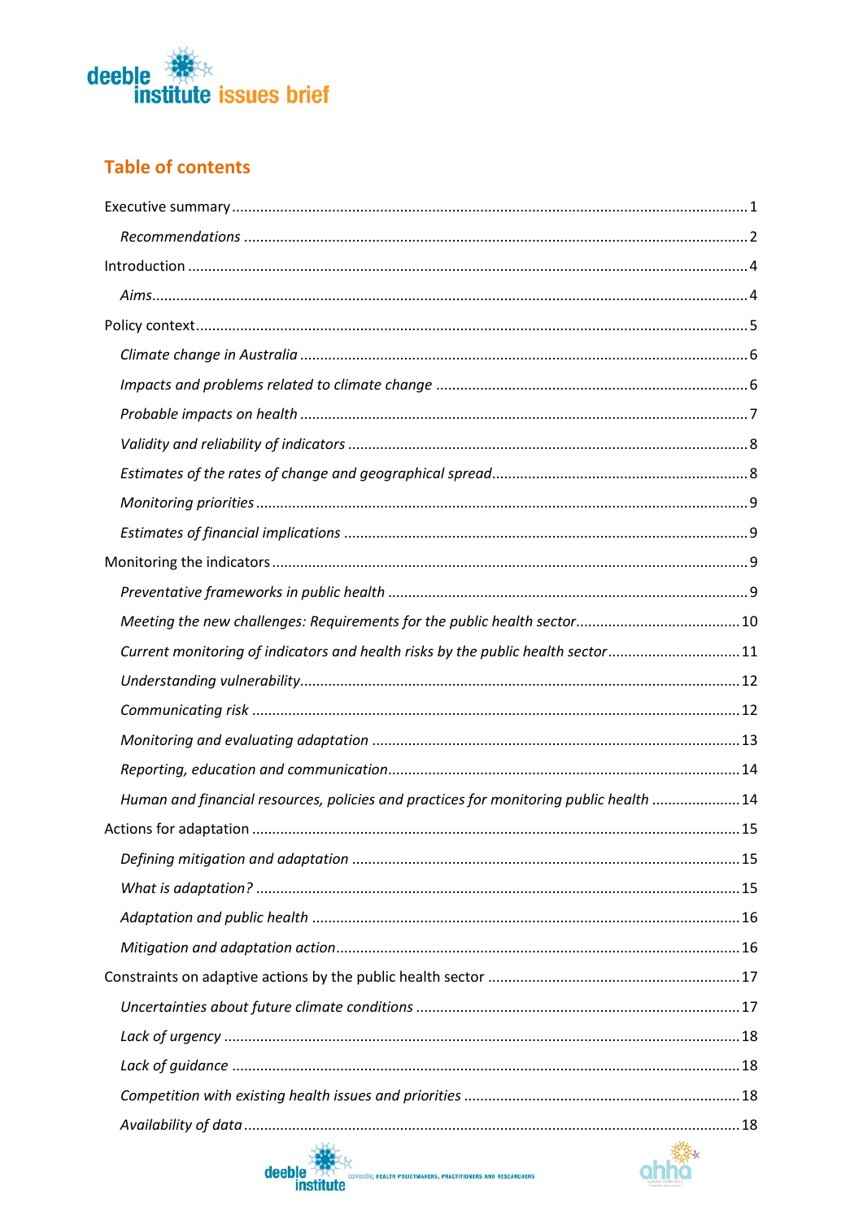## Table of contents

Executive summary ........ 1

*Recommendations* ........ 2

Introduction ........ 4

*Aims* ........ 4

Policy context ........ 5

*Climate change in Australia* ........ 6

*Impacts and problems related to climate change* ........ 6

*Probable impacts on health* ........ 7

*Validity and reliability of indicators* ........ 8

*Estimates of the rates of change and geographical spread* ........ 8

*Monitoring priorities* ........ 9

*Estimates of financial implications* ........ 9

Monitoring the indicators ........ 9

*Preventative frameworks in public health* ........ 9

*Meeting the new challenges: Requirements for the public health sector* ........ 10

*Current monitoring of indicators and health risks by the public health sector* ........ 11

*Understanding vulnerability* ........ 12

*Communicating risk* ........ 12

*Monitoring and evaluating adaptation* ........ 13

*Reporting, education and communication* ........ 14

*Human and financial resources, policies and practices for monitoring public health* ........ 14

Actions for adaptation ........ 15

*Defining mitigation and adaptation* ........ 15

*What is adaptation?* ........ 15

*Adaptation and public health* ........ 16

*Mitigation and adaptation action* ........ 16

Constraints on adaptive actions by the public health sector ........ 17

*Uncertainties about future climate conditions* ........ 17

*Lack of urgency* ........ 18

*Lack of guidance* ........ 18

*Competition with existing health issues and priorities* ........ 18

*Availability of data* ........ 18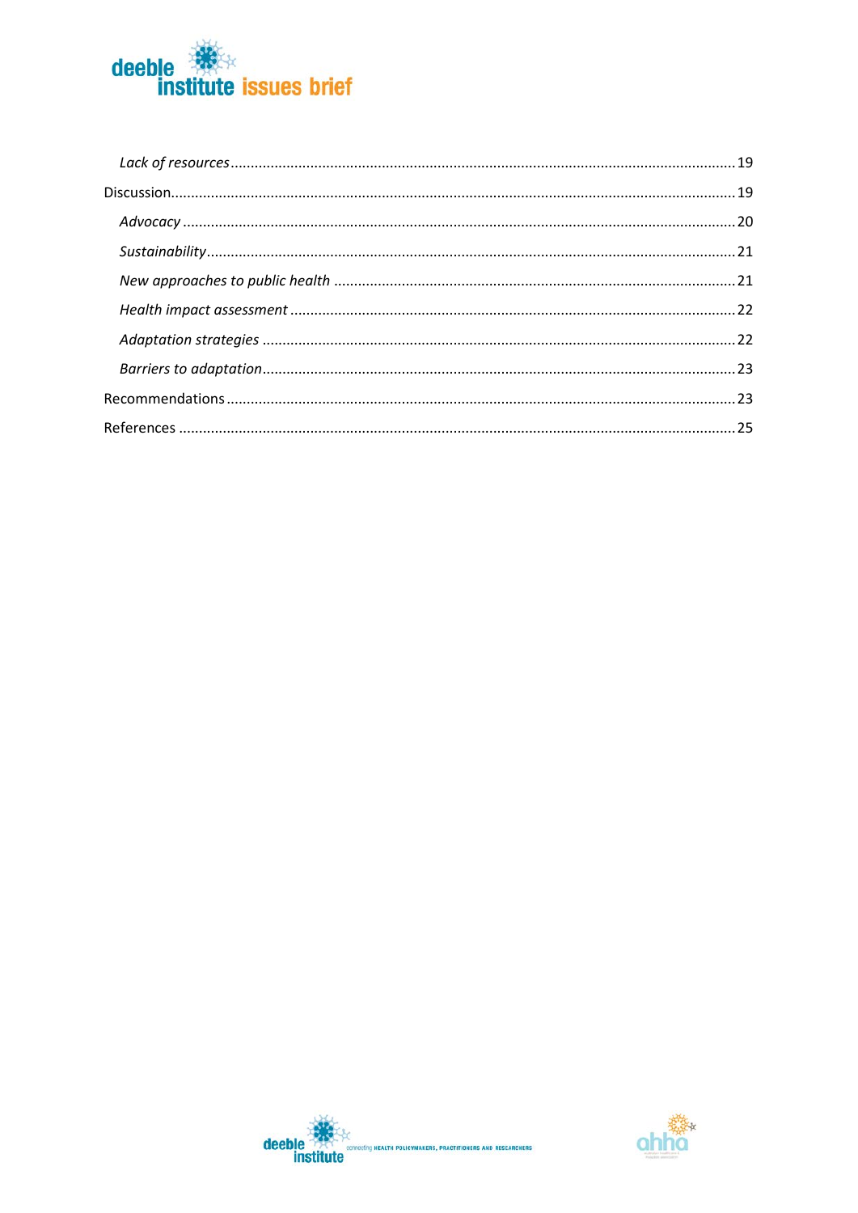*Lack of resources* ........ 19

Discussion ........ 19

*Advocacy* ........ 20

*Sustainability* ........ 21

*New approaches to public health* ........ 21

*Health impact assessment* ........ 22

*Adaptation strategies* ........ 22

*Barriers to adaptation* ........ 23

Recommendations ........ 23

References ........ 25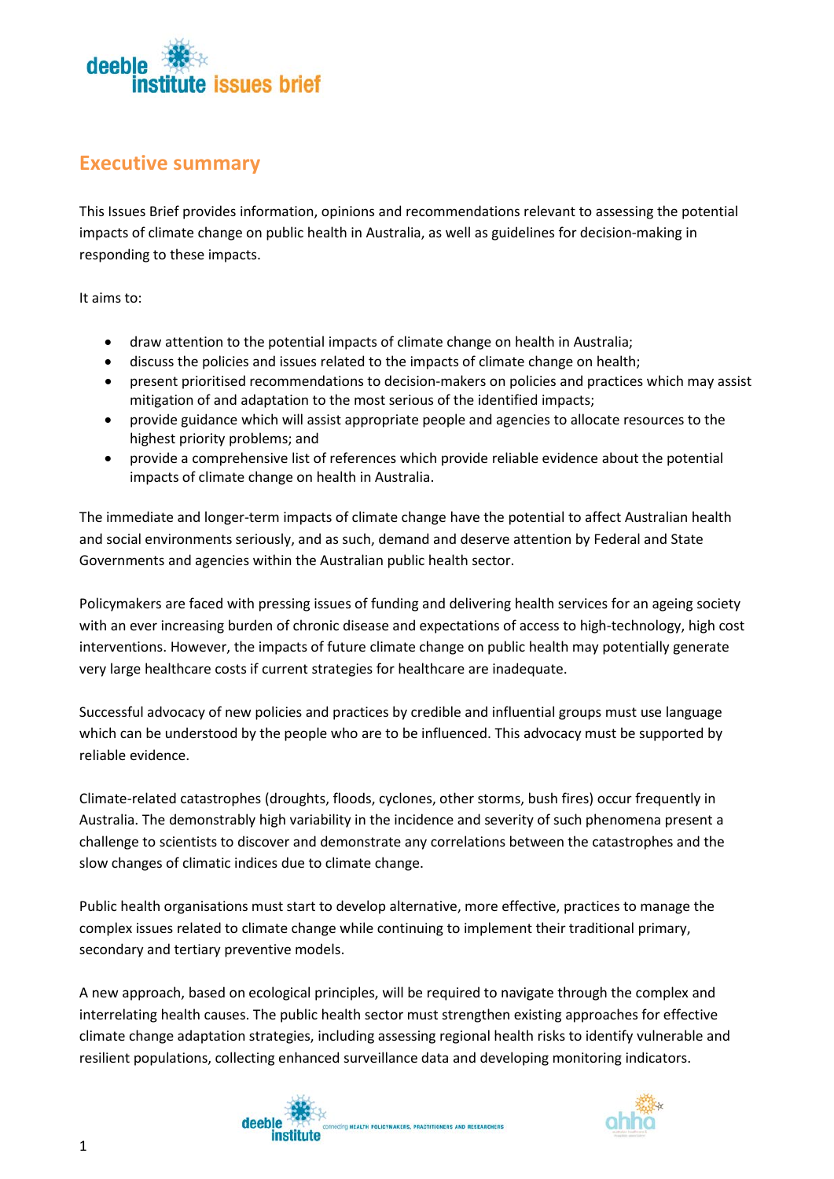## Executive summary

This Issues Brief provides information, opinions and recommendations relevant to assessing the potential impacts of climate change on public health in Australia, as well as guidelines for decision-making in responding to these impacts.

It aims to:

- draw attention to the potential impacts of climate change on health in Australia;
- discuss the policies and issues related to the impacts of climate change on health;
- present prioritised recommendations to decision-makers on policies and practices which may assist mitigation of and adaptation to the most serious of the identified impacts;
- provide guidance which will assist appropriate people and agencies to allocate resources to the highest priority problems; and
- provide a comprehensive list of references which provide reliable evidence about the potential impacts of climate change on health in Australia.

The immediate and longer-term impacts of climate change have the potential to affect Australian health and social environments seriously, and as such, demand and deserve attention by Federal and State Governments and agencies within the Australian public health sector.

Policymakers are faced with pressing issues of funding and delivering health services for an ageing society with an ever increasing burden of chronic disease and expectations of access to high-technology, high cost interventions. However, the impacts of future climate change on public health may potentially generate very large healthcare costs if current strategies for healthcare are inadequate.

Successful advocacy of new policies and practices by credible and influential groups must use language which can be understood by the people who are to be influenced. This advocacy must be supported by reliable evidence.

Climate-related catastrophes (droughts, floods, cyclones, other storms, bush fires) occur frequently in Australia. The demonstrably high variability in the incidence and severity of such phenomena present a challenge to scientists to discover and demonstrate any correlations between the catastrophes and the slow changes of climatic indices due to climate change.

Public health organisations must start to develop alternative, more effective, practices to manage the complex issues related to climate change while continuing to implement their traditional primary, secondary and tertiary preventive models.

A new approach, based on ecological principles, will be required to navigate through the complex and interrelating health causes. The public health sector must strengthen existing approaches for effective climate change adaptation strategies, including assessing regional health risks to identify vulnerable and resilient populations, collecting enhanced surveillance data and developing monitoring indicators.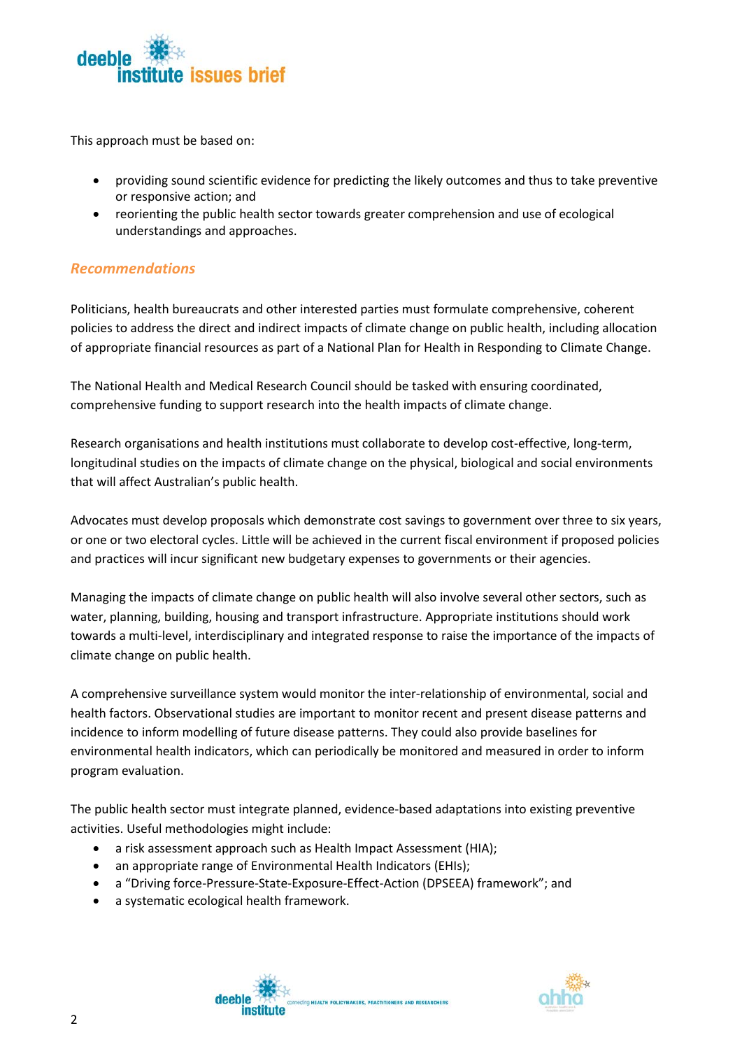This approach must be based on:

- providing sound scientific evidence for predicting the likely outcomes and thus to take preventive or responsive action; and
- reorienting the public health sector towards greater comprehension and use of ecological understandings and approaches.

## *Recommendations*

Politicians, health bureaucrats and other interested parties must formulate comprehensive, coherent policies to address the direct and indirect impacts of climate change on public health, including allocation of appropriate financial resources as part of a National Plan for Health in Responding to Climate Change.

The National Health and Medical Research Council should be tasked with ensuring coordinated, comprehensive funding to support research into the health impacts of climate change.

Research organisations and health institutions must collaborate to develop cost-effective, long-term, longitudinal studies on the impacts of climate change on the physical, biological and social environments that will affect Australian's public health.

Advocates must develop proposals which demonstrate cost savings to government over three to six years, or one or two electoral cycles. Little will be achieved in the current fiscal environment if proposed policies and practices will incur significant new budgetary expenses to governments or their agencies.

Managing the impacts of climate change on public health will also involve several other sectors, such as water, planning, building, housing and transport infrastructure. Appropriate institutions should work towards a multi-level, interdisciplinary and integrated response to raise the importance of the impacts of climate change on public health.

A comprehensive surveillance system would monitor the inter-relationship of environmental, social and health factors. Observational studies are important to monitor recent and present disease patterns and incidence to inform modelling of future disease patterns. They could also provide baselines for environmental health indicators, which can periodically be monitored and measured in order to inform program evaluation.

The public health sector must integrate planned, evidence-based adaptations into existing preventive activities. Useful methodologies might include:

- a risk assessment approach such as Health Impact Assessment (HIA);
- an appropriate range of Environmental Health Indicators (EHIs);
- a "Driving force-Pressure-State-Exposure-Effect-Action (DPSEEA) framework"; and
- a systematic ecological health framework.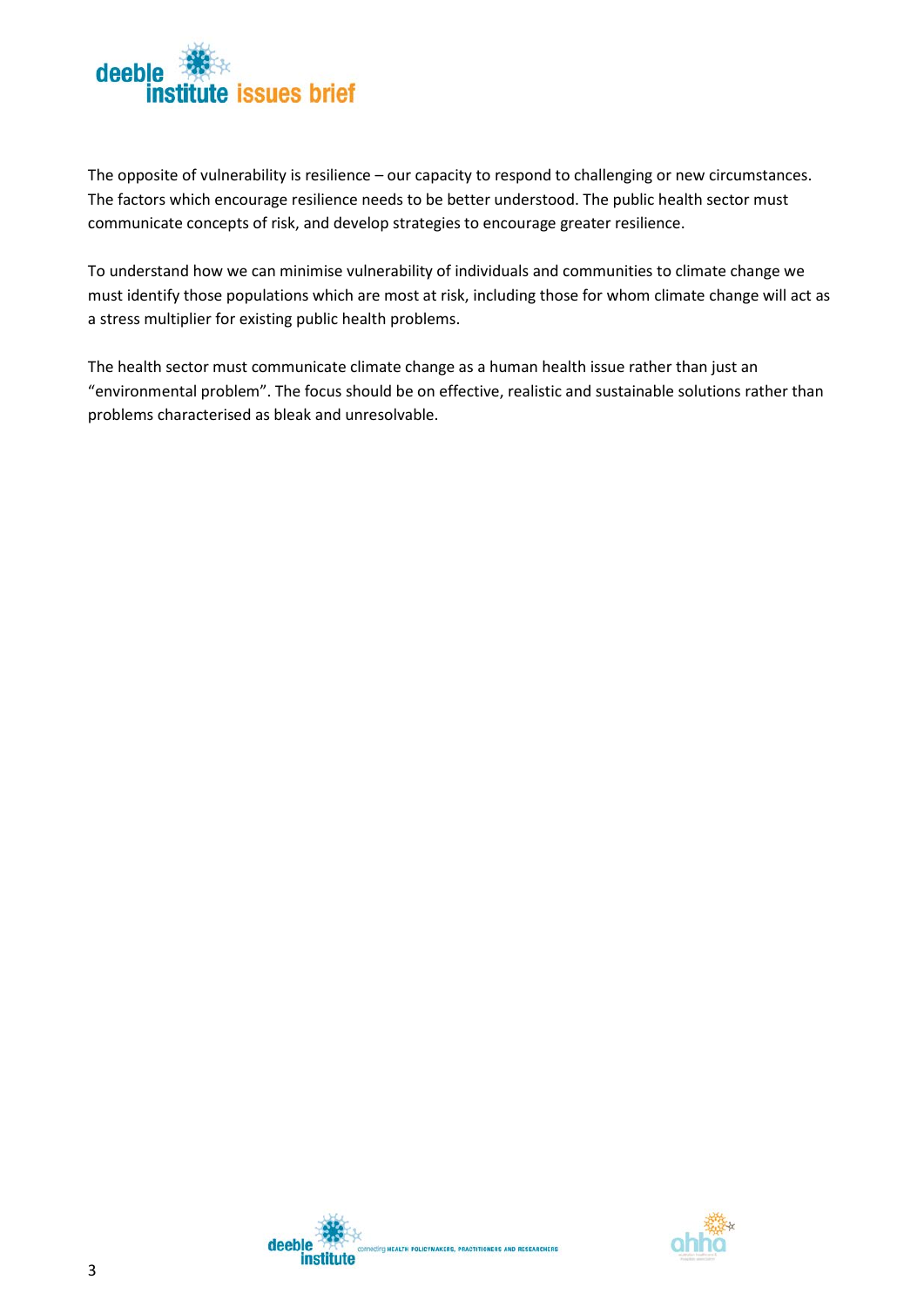The opposite of vulnerability is resilience – our capacity to respond to challenging or new circumstances. The factors which encourage resilience needs to be better understood. The public health sector must communicate concepts of risk, and develop strategies to encourage greater resilience.

To understand how we can minimise vulnerability of individuals and communities to climate change we must identify those populations which are most at risk, including those for whom climate change will act as a stress multiplier for existing public health problems.

The health sector must communicate climate change as a human health issue rather than just an "environmental problem". The focus should be on effective, realistic and sustainable solutions rather than problems characterised as bleak and unresolvable.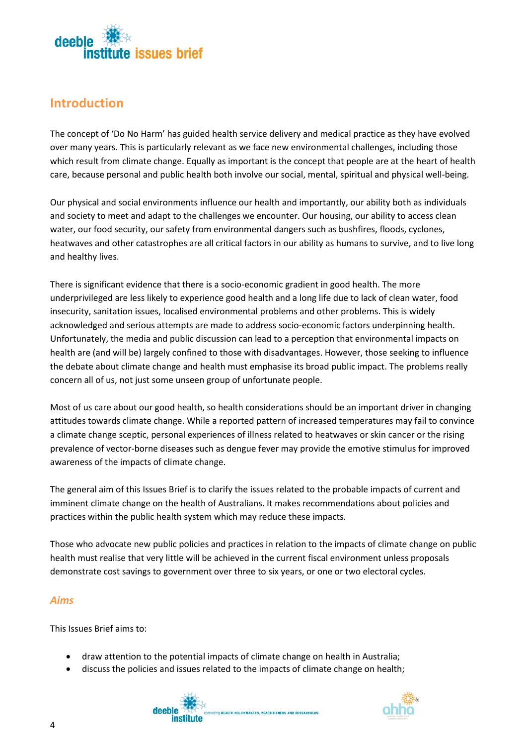## Introduction

The concept of 'Do No Harm' has guided health service delivery and medical practice as they have evolved over many years. This is particularly relevant as we face new environmental challenges, including those which result from climate change. Equally as important is the concept that people are at the heart of health care, because personal and public health both involve our social, mental, spiritual and physical well-being.

Our physical and social environments influence our health and importantly, our ability both as individuals and society to meet and adapt to the challenges we encounter. Our housing, our ability to access clean water, our food security, our safety from environmental dangers such as bushfires, floods, cyclones, heatwaves and other catastrophes are all critical factors in our ability as humans to survive, and to live long and healthy lives.

There is significant evidence that there is a socio-economic gradient in good health. The more underprivileged are less likely to experience good health and a long life due to lack of clean water, food insecurity, sanitation issues, localised environmental problems and other problems. This is widely acknowledged and serious attempts are made to address socio-economic factors underpinning health. Unfortunately, the media and public discussion can lead to a perception that environmental impacts on health are (and will be) largely confined to those with disadvantages. However, those seeking to influence the debate about climate change and health must emphasise its broad public impact. The problems really concern all of us, not just some unseen group of unfortunate people.

Most of us care about our good health, so health considerations should be an important driver in changing attitudes towards climate change. While a reported pattern of increased temperatures may fail to convince a climate change sceptic, personal experiences of illness related to heatwaves or skin cancer or the rising prevalence of vector-borne diseases such as dengue fever may provide the emotive stimulus for improved awareness of the impacts of climate change.

The general aim of this Issues Brief is to clarify the issues related to the probable impacts of current and imminent climate change on the health of Australians. It makes recommendations about policies and practices within the public health system which may reduce these impacts.

Those who advocate new public policies and practices in relation to the impacts of climate change on public health must realise that very little will be achieved in the current fiscal environment unless proposals demonstrate cost savings to government over three to six years, or one or two electoral cycles.

### *Aims*

This Issues Brief aims to:

- draw attention to the potential impacts of climate change on health in Australia;
- discuss the policies and issues related to the impacts of climate change on health;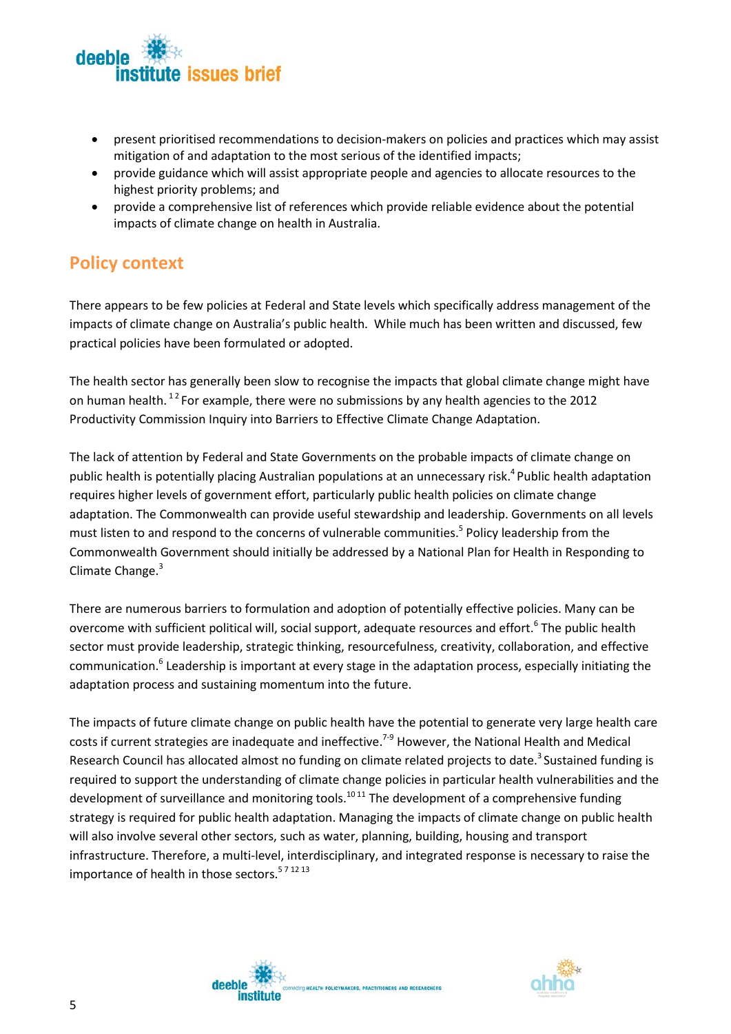- present prioritised recommendations to decision-makers on policies and practices which may assist mitigation of and adaptation to the most serious of the identified impacts;
- provide guidance which will assist appropriate people and agencies to allocate resources to the highest priority problems; and
- provide a comprehensive list of references which provide reliable evidence about the potential impacts of climate change on health in Australia.

## Policy context

There appears to be few policies at Federal and State levels which specifically address management of the impacts of climate change on Australia's public health. While much has been written and discussed, few practical policies have been formulated or adopted.

The health sector has generally been slow to recognise the impacts that global climate change might have on human health.[1 2] For example, there were no submissions by any health agencies to the 2012 Productivity Commission Inquiry into Barriers to Effective Climate Change Adaptation.

The lack of attention by Federal and State Governments on the probable impacts of climate change on public health is potentially placing Australian populations at an unnecessary risk.[4] Public health adaptation requires higher levels of government effort, particularly public health policies on climate change adaptation. The Commonwealth can provide useful stewardship and leadership. Governments on all levels must listen to and respond to the concerns of vulnerable communities.[5] Policy leadership from the Commonwealth Government should initially be addressed by a National Plan for Health in Responding to Climate Change.[3]

There are numerous barriers to formulation and adoption of potentially effective policies. Many can be overcome with sufficient political will, social support, adequate resources and effort.[6] The public health sector must provide leadership, strategic thinking, resourcefulness, creativity, collaboration, and effective communication.[6] Leadership is important at every stage in the adaptation process, especially initiating the adaptation process and sustaining momentum into the future.

The impacts of future climate change on public health have the potential to generate very large health care costs if current strategies are inadequate and ineffective.[7-9] However, the National Health and Medical Research Council has allocated almost no funding on climate related projects to date.[3] Sustained funding is required to support the understanding of climate change policies in particular health vulnerabilities and the development of surveillance and monitoring tools.[10 11] The development of a comprehensive funding strategy is required for public health adaptation. Managing the impacts of climate change on public health will also involve several other sectors, such as water, planning, building, housing and transport infrastructure. Therefore, a multi-level, interdisciplinary, and integrated response is necessary to raise the importance of health in those sectors.[5 7 12 13]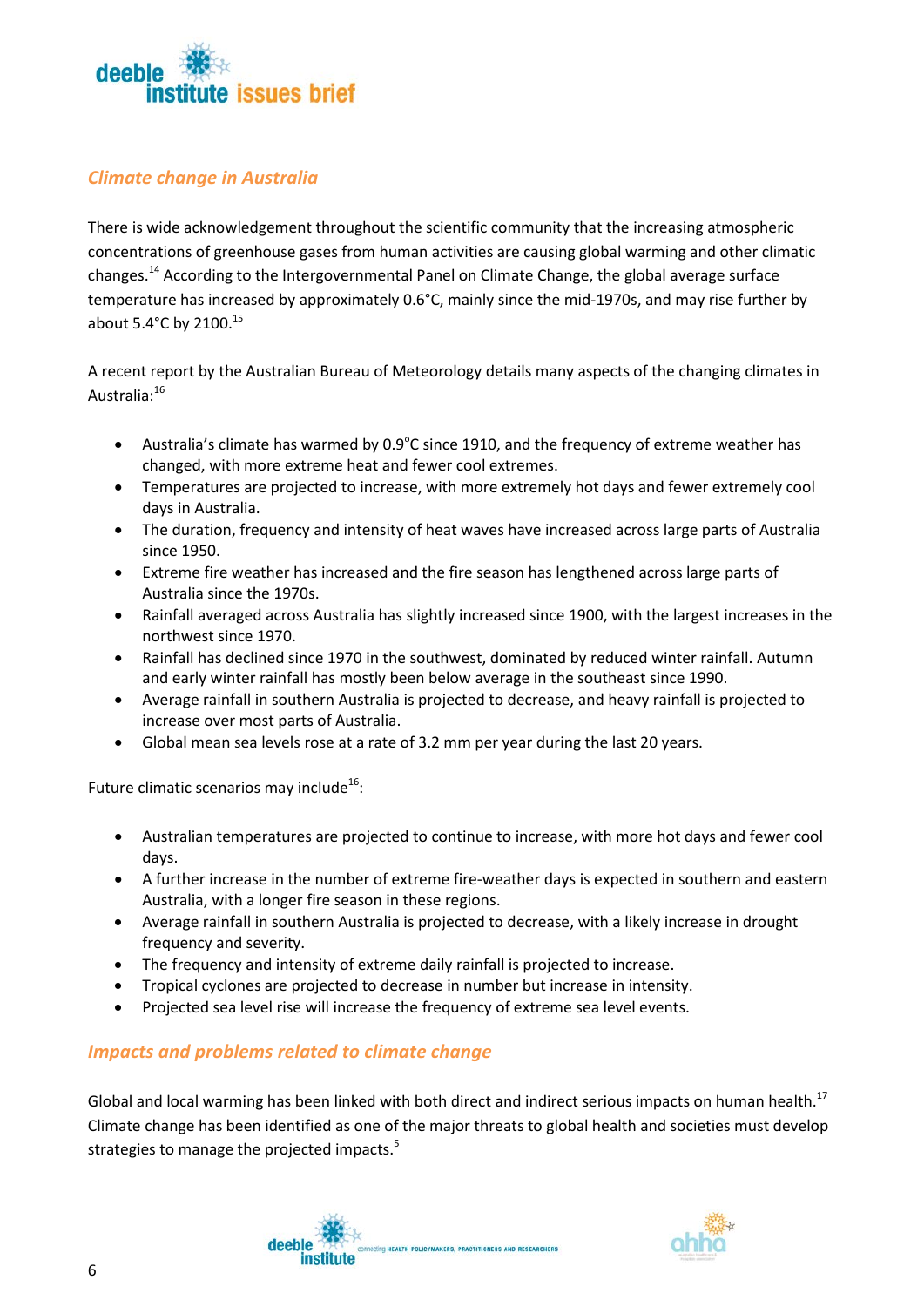## *Climate change in Australia*

There is wide acknowledgement throughout the scientific community that the increasing atmospheric concentrations of greenhouse gases from human activities are causing global warming and other climatic changes.[14] According to the Intergovernmental Panel on Climate Change, the global average surface temperature has increased by approximately 0.6°C, mainly since the mid-1970s, and may rise further by about 5.4°C by 2100.[15]

A recent report by the Australian Bureau of Meteorology details many aspects of the changing climates in Australia:[16]

- Australia's climate has warmed by 0.9°C since 1910, and the frequency of extreme weather has changed, with more extreme heat and fewer cool extremes.
- Temperatures are projected to increase, with more extremely hot days and fewer extremely cool days in Australia.
- The duration, frequency and intensity of heat waves have increased across large parts of Australia since 1950.
- Extreme fire weather has increased and the fire season has lengthened across large parts of Australia since the 1970s.
- Rainfall averaged across Australia has slightly increased since 1900, with the largest increases in the northwest since 1970.
- Rainfall has declined since 1970 in the southwest, dominated by reduced winter rainfall. Autumn and early winter rainfall has mostly been below average in the southeast since 1990.
- Average rainfall in southern Australia is projected to decrease, and heavy rainfall is projected to increase over most parts of Australia.
- Global mean sea levels rose at a rate of 3.2 mm per year during the last 20 years.

Future climatic scenarios may include[16]:

- Australian temperatures are projected to continue to increase, with more hot days and fewer cool days.
- A further increase in the number of extreme fire-weather days is expected in southern and eastern Australia, with a longer fire season in these regions.
- Average rainfall in southern Australia is projected to decrease, with a likely increase in drought frequency and severity.
- The frequency and intensity of extreme daily rainfall is projected to increase.
- Tropical cyclones are projected to decrease in number but increase in intensity.
- Projected sea level rise will increase the frequency of extreme sea level events.

## *Impacts and problems related to climate change*

Global and local warming has been linked with both direct and indirect serious impacts on human health.[17] Climate change has been identified as one of the major threats to global health and societies must develop strategies to manage the projected impacts.[5]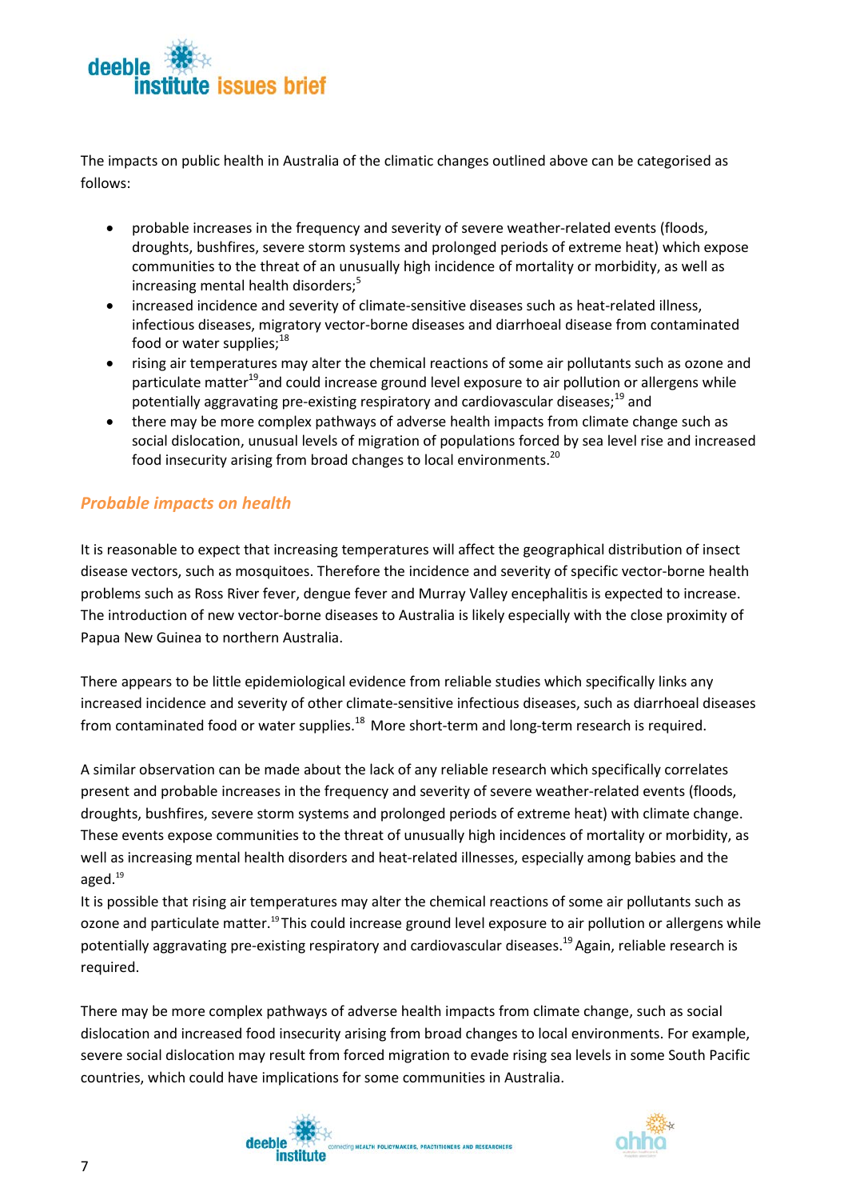The impacts on public health in Australia of the climatic changes outlined above can be categorised as follows:

- probable increases in the frequency and severity of severe weather-related events (floods, droughts, bushfires, severe storm systems and prolonged periods of extreme heat) which expose communities to the threat of an unusually high incidence of mortality or morbidity, as well as increasing mental health disorders;[5]
- increased incidence and severity of climate-sensitive diseases such as heat-related illness, infectious diseases, migratory vector-borne diseases and diarrhoeal disease from contaminated food or water supplies;[18]
- rising air temperatures may alter the chemical reactions of some air pollutants such as ozone and particulate matter[19] and could increase ground level exposure to air pollution or allergens while potentially aggravating pre-existing respiratory and cardiovascular diseases;[19] and
- there may be more complex pathways of adverse health impacts from climate change such as social dislocation, unusual levels of migration of populations forced by sea level rise and increased food insecurity arising from broad changes to local environments.[20]

### *Probable impacts on health*

It is reasonable to expect that increasing temperatures will affect the geographical distribution of insect disease vectors, such as mosquitoes. Therefore the incidence and severity of specific vector-borne health problems such as Ross River fever, dengue fever and Murray Valley encephalitis is expected to increase. The introduction of new vector-borne diseases to Australia is likely especially with the close proximity of Papua New Guinea to northern Australia.

There appears to be little epidemiological evidence from reliable studies which specifically links any increased incidence and severity of other climate-sensitive infectious diseases, such as diarrhoeal diseases from contaminated food or water supplies.[18] More short-term and long-term research is required.

A similar observation can be made about the lack of any reliable research which specifically correlates present and probable increases in the frequency and severity of severe weather-related events (floods, droughts, bushfires, severe storm systems and prolonged periods of extreme heat) with climate change. These events expose communities to the threat of unusually high incidences of mortality or morbidity, as well as increasing mental health disorders and heat-related illnesses, especially among babies and the aged.[19]

It is possible that rising air temperatures may alter the chemical reactions of some air pollutants such as ozone and particulate matter.[19] This could increase ground level exposure to air pollution or allergens while potentially aggravating pre-existing respiratory and cardiovascular diseases.[19] Again, reliable research is required.

There may be more complex pathways of adverse health impacts from climate change, such as social dislocation and increased food insecurity arising from broad changes to local environments. For example, severe social dislocation may result from forced migration to evade rising sea levels in some South Pacific countries, which could have implications for some communities in Australia.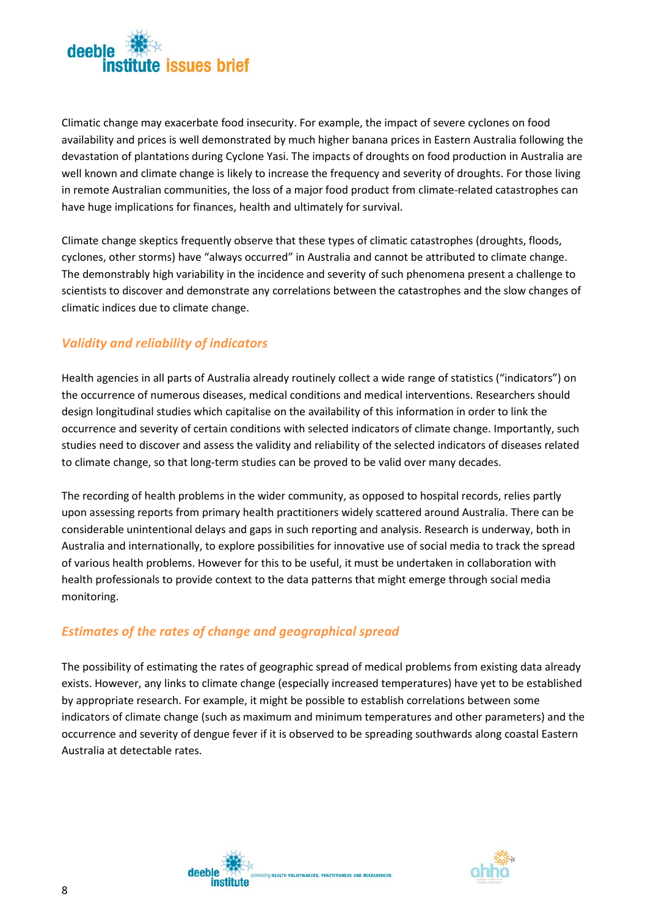Climatic change may exacerbate food insecurity. For example, the impact of severe cyclones on food availability and prices is well demonstrated by much higher banana prices in Eastern Australia following the devastation of plantations during Cyclone Yasi. The impacts of droughts on food production in Australia are well known and climate change is likely to increase the frequency and severity of droughts. For those living in remote Australian communities, the loss of a major food product from climate-related catastrophes can have huge implications for finances, health and ultimately for survival.

Climate change skeptics frequently observe that these types of climatic catastrophes (droughts, floods, cyclones, other storms) have "always occurred" in Australia and cannot be attributed to climate change. The demonstrably high variability in the incidence and severity of such phenomena present a challenge to scientists to discover and demonstrate any correlations between the catastrophes and the slow changes of climatic indices due to climate change.

### *Validity and reliability of indicators*

Health agencies in all parts of Australia already routinely collect a wide range of statistics ("indicators") on the occurrence of numerous diseases, medical conditions and medical interventions. Researchers should design longitudinal studies which capitalise on the availability of this information in order to link the occurrence and severity of certain conditions with selected indicators of climate change. Importantly, such studies need to discover and assess the validity and reliability of the selected indicators of diseases related to climate change, so that long-term studies can be proved to be valid over many decades.

The recording of health problems in the wider community, as opposed to hospital records, relies partly upon assessing reports from primary health practitioners widely scattered around Australia. There can be considerable unintentional delays and gaps in such reporting and analysis. Research is underway, both in Australia and internationally, to explore possibilities for innovative use of social media to track the spread of various health problems. However for this to be useful, it must be undertaken in collaboration with health professionals to provide context to the data patterns that might emerge through social media monitoring.

### *Estimates of the rates of change and geographical spread*

The possibility of estimating the rates of geographic spread of medical problems from existing data already exists. However, any links to climate change (especially increased temperatures) have yet to be established by appropriate research. For example, it might be possible to establish correlations between some indicators of climate change (such as maximum and minimum temperatures and other parameters) and the occurrence and severity of dengue fever if it is observed to be spreading southwards along coastal Eastern Australia at detectable rates.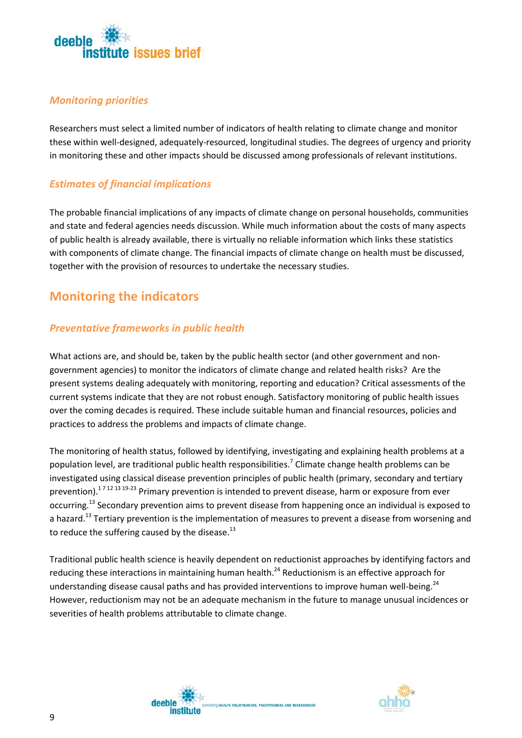### *Monitoring priorities*

Researchers must select a limited number of indicators of health relating to climate change and monitor these within well-designed, adequately-resourced, longitudinal studies. The degrees of urgency and priority in monitoring these and other impacts should be discussed among professionals of relevant institutions.

### *Estimates of financial implications*

The probable financial implications of any impacts of climate change on personal households, communities and state and federal agencies needs discussion. While much information about the costs of many aspects of public health is already available, there is virtually no reliable information which links these statistics with components of climate change. The financial impacts of climate change on health must be discussed, together with the provision of resources to undertake the necessary studies.

## Monitoring the indicators

### *Preventative frameworks in public health*

What actions are, and should be, taken by the public health sector (and other government and non-government agencies) to monitor the indicators of climate change and related health risks? Are the present systems dealing adequately with monitoring, reporting and education? Critical assessments of the current systems indicate that they are not robust enough. Satisfactory monitoring of public health issues over the coming decades is required. These include suitable human and financial resources, policies and practices to address the problems and impacts of climate change.

The monitoring of health status, followed by identifying, investigating and explaining health problems at a population level, are traditional public health responsibilities.[7] Climate change health problems can be investigated using classical disease prevention principles of public health (primary, secondary and tertiary prevention).[1 7 12 13 19-23] Primary prevention is intended to prevent disease, harm or exposure from ever occurring.[13] Secondary prevention aims to prevent disease from happening once an individual is exposed to a hazard.[13] Tertiary prevention is the implementation of measures to prevent a disease from worsening and to reduce the suffering caused by the disease.[13]

Traditional public health science is heavily dependent on reductionist approaches by identifying factors and reducing these interactions in maintaining human health.[24] Reductionism is an effective approach for understanding disease causal paths and has provided interventions to improve human well-being.[24] However, reductionism may not be an adequate mechanism in the future to manage unusual incidences or severities of health problems attributable to climate change.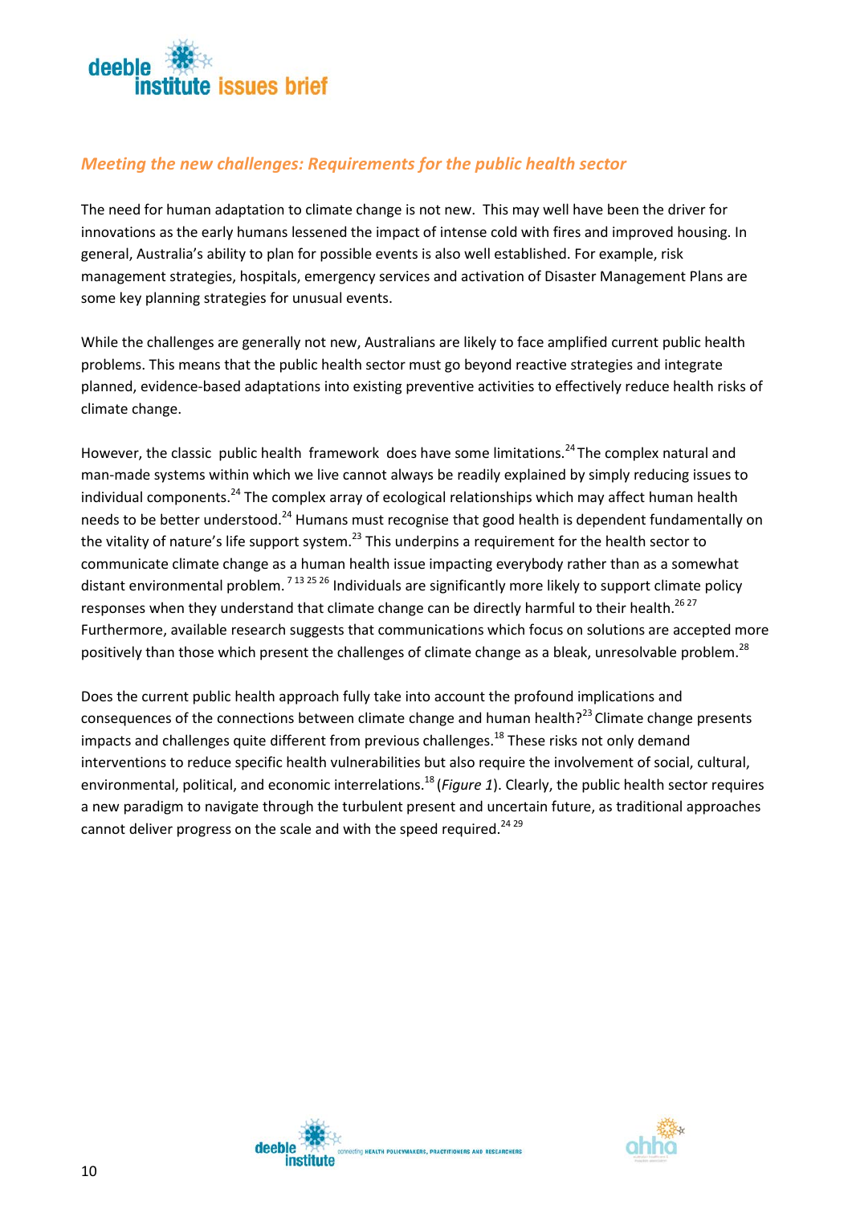## *Meeting the new challenges: Requirements for the public health sector*

The need for human adaptation to climate change is not new. This may well have been the driver for innovations as the early humans lessened the impact of intense cold with fires and improved housing. In general, Australia's ability to plan for possible events is also well established. For example, risk management strategies, hospitals, emergency services and activation of Disaster Management Plans are some key planning strategies for unusual events.

While the challenges are generally not new, Australians are likely to face amplified current public health problems. This means that the public health sector must go beyond reactive strategies and integrate planned, evidence-based adaptations into existing preventive activities to effectively reduce health risks of climate change.

However, the classic public health framework does have some limitations.[24] The complex natural and man-made systems within which we live cannot always be readily explained by simply reducing issues to individual components.[24] The complex array of ecological relationships which may affect human health needs to be better understood.[24] Humans must recognise that good health is dependent fundamentally on the vitality of nature's life support system.[23] This underpins a requirement for the health sector to communicate climate change as a human health issue impacting everybody rather than as a somewhat distant environmental problem.[7 13 25 26] Individuals are significantly more likely to support climate policy responses when they understand that climate change can be directly harmful to their health.[26 27] Furthermore, available research suggests that communications which focus on solutions are accepted more positively than those which present the challenges of climate change as a bleak, unresolvable problem.[28]

Does the current public health approach fully take into account the profound implications and consequences of the connections between climate change and human health?[23] Climate change presents impacts and challenges quite different from previous challenges.[18] These risks not only demand interventions to reduce specific health vulnerabilities but also require the involvement of social, cultural, environmental, political, and economic interrelations.[18] (*Figure 1*). Clearly, the public health sector requires a new paradigm to navigate through the turbulent present and uncertain future, as traditional approaches cannot deliver progress on the scale and with the speed required.[24 29]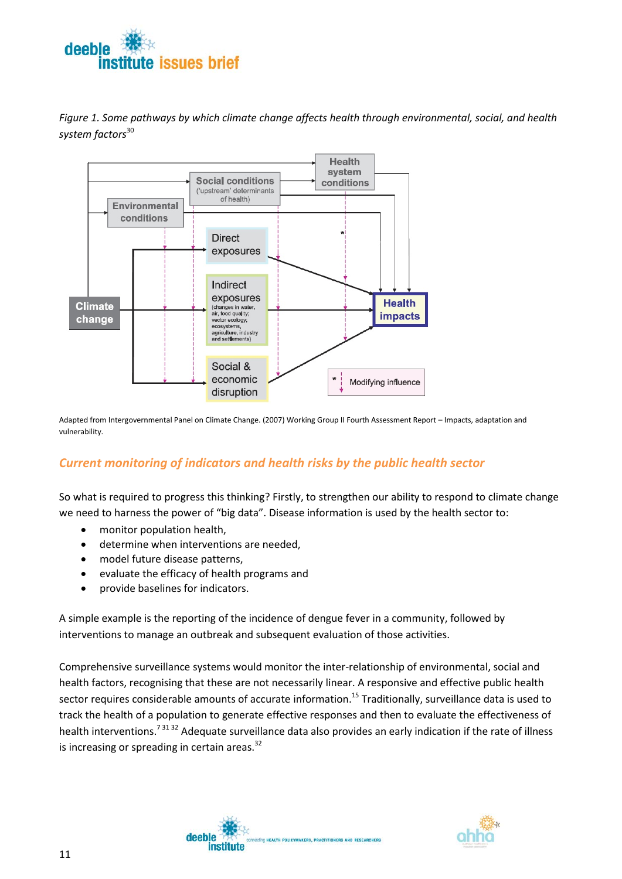*Figure 1. Some pathways by which climate change affects health through environmental, social, and health system factors*[30]

Adapted from Intergovernmental Panel on Climate Change. (2007) Working Group II Fourth Assessment Report – Impacts, adaptation and vulnerability.

## Current monitoring of indicators and health risks by the public health sector

So what is required to progress this thinking? Firstly, to strengthen our ability to respond to climate change we need to harness the power of "big data". Disease information is used by the health sector to:

- monitor population health,
- determine when interventions are needed,
- model future disease patterns,
- evaluate the efficacy of health programs and
- provide baselines for indicators.

A simple example is the reporting of the incidence of dengue fever in a community, followed by interventions to manage an outbreak and subsequent evaluation of those activities.

Comprehensive surveillance systems would monitor the inter-relationship of environmental, social and health factors, recognising that these are not necessarily linear. A responsive and effective public health sector requires considerable amounts of accurate information.[15] Traditionally, surveillance data is used to track the health of a population to generate effective responses and then to evaluate the effectiveness of health interventions.[7 31 32] Adequate surveillance data also provides an early indication if the rate of illness is increasing or spreading in certain areas.[32]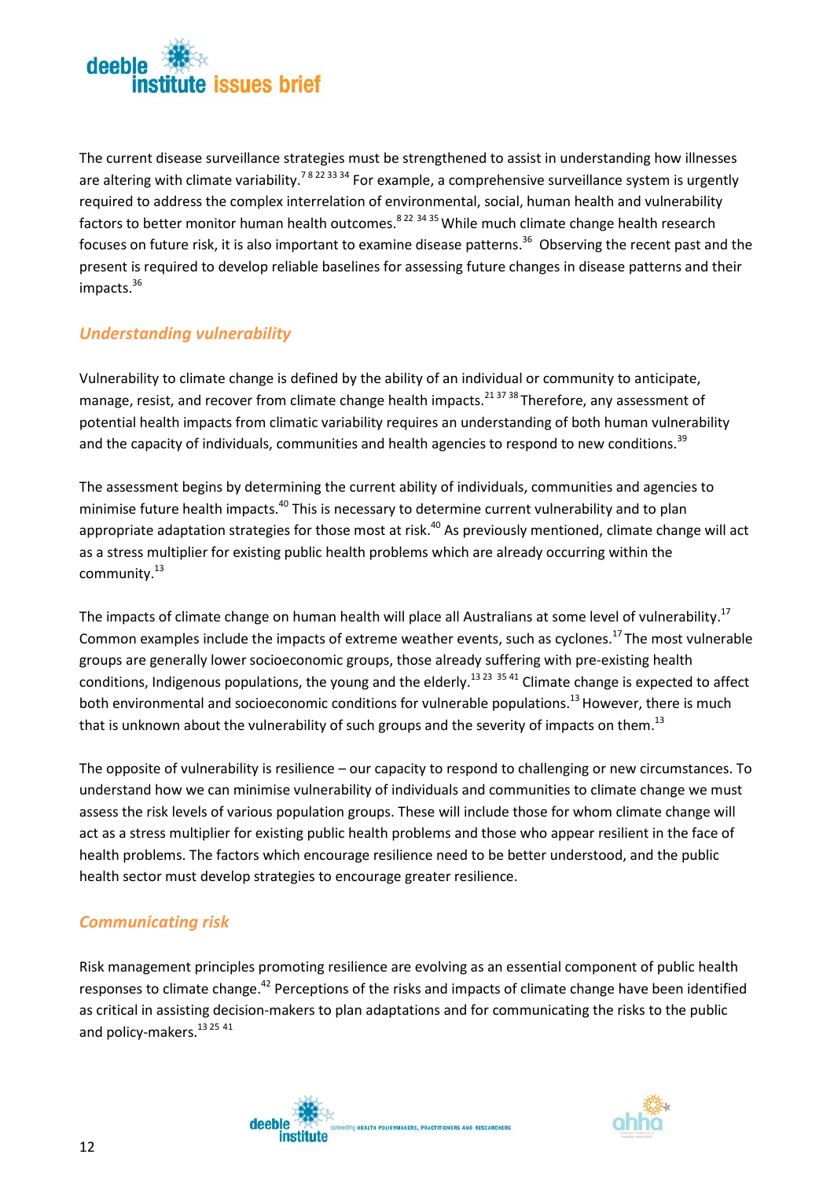The current disease surveillance strategies must be strengthened to assist in understanding how illnesses are altering with climate variability.[7 8 22 33 34] For example, a comprehensive surveillance system is urgently required to address the complex interrelation of environmental, social, human health and vulnerability factors to better monitor human health outcomes.[8 22 34 35] While much climate change health research focuses on future risk, it is also important to examine disease patterns.[36] Observing the recent past and the present is required to develop reliable baselines for assessing future changes in disease patterns and their impacts.[36]

## *Understanding vulnerability*

Vulnerability to climate change is defined by the ability of an individual or community to anticipate, manage, resist, and recover from climate change health impacts.[21 37 38] Therefore, any assessment of potential health impacts from climatic variability requires an understanding of both human vulnerability and the capacity of individuals, communities and health agencies to respond to new conditions.[39]

The assessment begins by determining the current ability of individuals, communities and agencies to minimise future health impacts.[40] This is necessary to determine current vulnerability and to plan appropriate adaptation strategies for those most at risk.[40] As previously mentioned, climate change will act as a stress multiplier for existing public health problems which are already occurring within the community.[13]

The impacts of climate change on human health will place all Australians at some level of vulnerability.[17] Common examples include the impacts of extreme weather events, such as cyclones.[17] The most vulnerable groups are generally lower socioeconomic groups, those already suffering with pre-existing health conditions, Indigenous populations, the young and the elderly.[13 23 35 41] Climate change is expected to affect both environmental and socioeconomic conditions for vulnerable populations.[13] However, there is much that is unknown about the vulnerability of such groups and the severity of impacts on them.[13]

The opposite of vulnerability is resilience – our capacity to respond to challenging or new circumstances. To understand how we can minimise vulnerability of individuals and communities to climate change we must assess the risk levels of various population groups. These will include those for whom climate change will act as a stress multiplier for existing public health problems and those who appear resilient in the face of health problems. The factors which encourage resilience need to be better understood, and the public health sector must develop strategies to encourage greater resilience.

## *Communicating risk*

Risk management principles promoting resilience are evolving as an essential component of public health responses to climate change.[42] Perceptions of the risks and impacts of climate change have been identified as critical in assisting decision-makers to plan adaptations and for communicating the risks to the public and policy-makers.[13 25 41]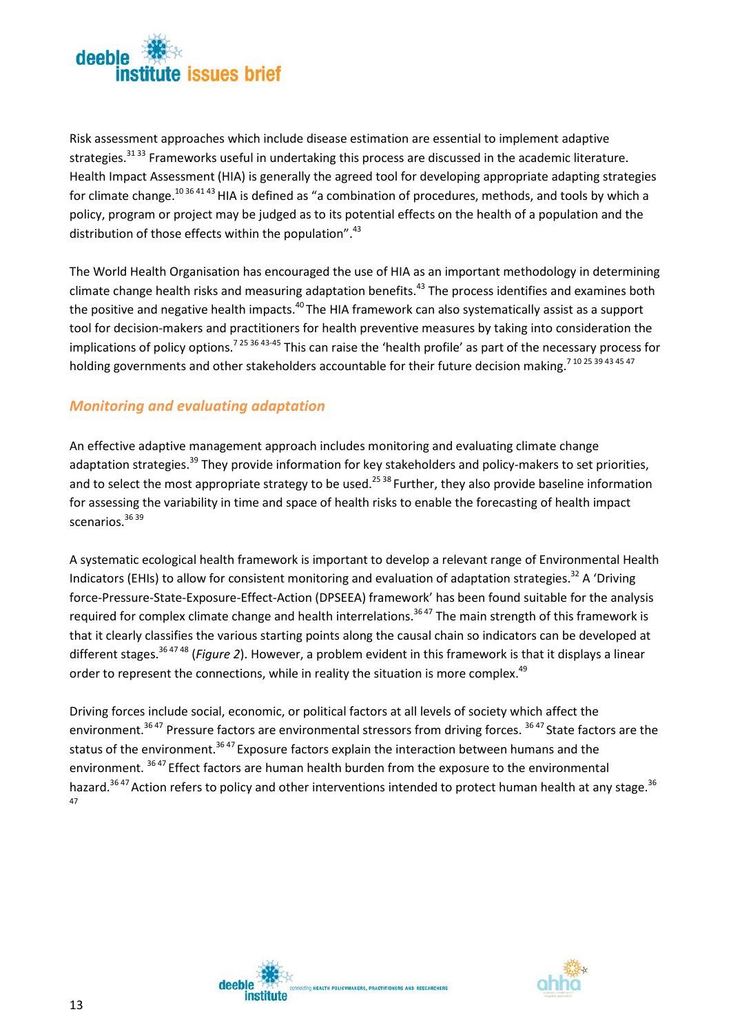Risk assessment approaches which include disease estimation are essential to implement adaptive strategies.[31 33] Frameworks useful in undertaking this process are discussed in the academic literature. Health Impact Assessment (HIA) is generally the agreed tool for developing appropriate adapting strategies for climate change.[10 36 41 43] HIA is defined as "a combination of procedures, methods, and tools by which a policy, program or project may be judged as to its potential effects on the health of a population and the distribution of those effects within the population".[43]

The World Health Organisation has encouraged the use of HIA as an important methodology in determining climate change health risks and measuring adaptation benefits.[43] The process identifies and examines both the positive and negative health impacts.[40] The HIA framework can also systematically assist as a support tool for decision-makers and practitioners for health preventive measures by taking into consideration the implications of policy options.[7 25 36 43-45] This can raise the 'health profile' as part of the necessary process for holding governments and other stakeholders accountable for their future decision making.[7 10 25 39 43 45 47]

## *Monitoring and evaluating adaptation*

An effective adaptive management approach includes monitoring and evaluating climate change adaptation strategies.[39] They provide information for key stakeholders and policy-makers to set priorities, and to select the most appropriate strategy to be used.[25 38] Further, they also provide baseline information for assessing the variability in time and space of health risks to enable the forecasting of health impact scenarios.[36 39]

A systematic ecological health framework is important to develop a relevant range of Environmental Health Indicators (EHIs) to allow for consistent monitoring and evaluation of adaptation strategies.[32] A 'Driving force-Pressure-State-Exposure-Effect-Action (DPSEEA) framework' has been found suitable for the analysis required for complex climate change and health interrelations.[36 47] The main strength of this framework is that it clearly classifies the various starting points along the causal chain so indicators can be developed at different stages.[36 47 48] (*Figure 2*). However, a problem evident in this framework is that it displays a linear order to represent the connections, while in reality the situation is more complex.[49]

Driving forces include social, economic, or political factors at all levels of society which affect the environment.[36 47] Pressure factors are environmental stressors from driving forces.[36 47] State factors are the status of the environment.[36 47] Exposure factors explain the interaction between humans and the environment.[36 47] Effect factors are human health burden from the exposure to the environmental hazard.[36 47] Action refers to policy and other interventions intended to protect human health at any stage.[36 47]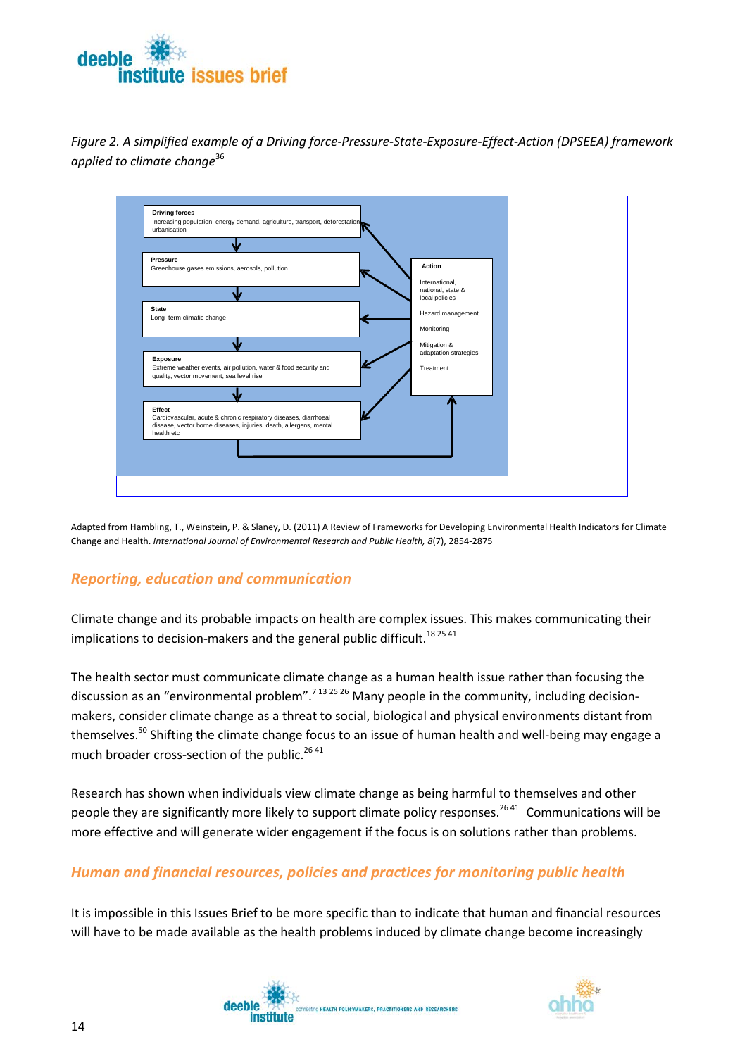*Figure 2. A simplified example of a Driving force-Pressure-State-Exposure-Effect-Action (DPSEEA) framework applied to climate change*[36]

**Driving forces**
Increasing population, energy demand, agriculture, transport, deforestation urbanisation

**Pressure**
Greenhouse gases emissions, aerosols, pollution

**State**
Long -term climatic change

**Exposure**
Extreme weather events, air pollution, water & food security and quality, vector movement, sea level rise

**Effect**
Cardiovascular, acute & chronic respiratory diseases, diarrhoeal disease, vector borne diseases, injuries, death, allergens, mental health etc

**Action**
International, national, state & local policies
Hazard management
Monitoring
Mitigation & adaptation strategies
Treatment

Adapted from Hambling, T., Weinstein, P. & Slaney, D. (2011) A Review of Frameworks for Developing Environmental Health Indicators for Climate Change and Health. *International Journal of Environmental Research and Public Health, 8*(7), 2854-2875

## *Reporting, education and communication*

Climate change and its probable impacts on health are complex issues. This makes communicating their implications to decision-makers and the general public difficult.[18 25 41]

The health sector must communicate climate change as a human health issue rather than focusing the discussion as an "environmental problem".[7 13 25 26] Many people in the community, including decision-makers, consider climate change as a threat to social, biological and physical environments distant from themselves.[50] Shifting the climate change focus to an issue of human health and well-being may engage a much broader cross-section of the public.[26 41]

Research has shown when individuals view climate change as being harmful to themselves and other people they are significantly more likely to support climate policy responses.[26 41] Communications will be more effective and will generate wider engagement if the focus is on solutions rather than problems.

## *Human and financial resources, policies and practices for monitoring public health*

It is impossible in this Issues Brief to be more specific than to indicate that human and financial resources will have to be made available as the health problems induced by climate change become increasingly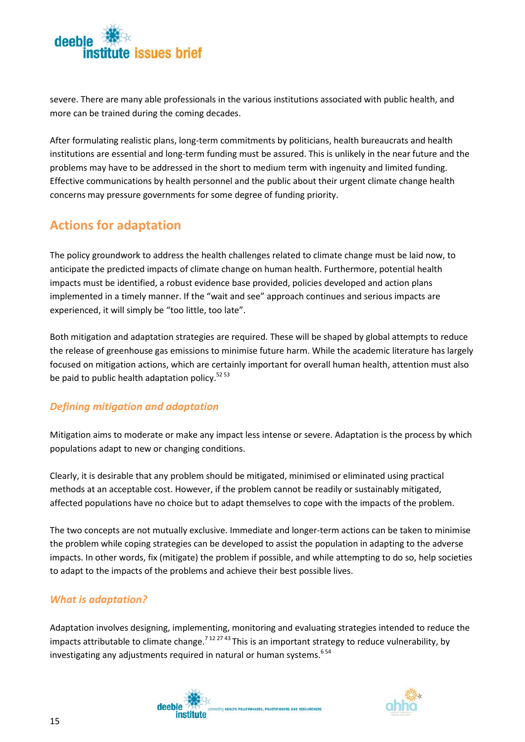severe. There are many able professionals in the various institutions associated with public health, and more can be trained during the coming decades.

After formulating realistic plans, long-term commitments by politicians, health bureaucrats and health institutions are essential and long-term funding must be assured. This is unlikely in the near future and the problems may have to be addressed in the short to medium term with ingenuity and limited funding. Effective communications by health personnel and the public about their urgent climate change health concerns may pressure governments for some degree of funding priority.

## Actions for adaptation

The policy groundwork to address the health challenges related to climate change must be laid now, to anticipate the predicted impacts of climate change on human health. Furthermore, potential health impacts must be identified, a robust evidence base provided, policies developed and action plans implemented in a timely manner. If the "wait and see" approach continues and serious impacts are experienced, it will simply be "too little, too late".

Both mitigation and adaptation strategies are required. These will be shaped by global attempts to reduce the release of greenhouse gas emissions to minimise future harm. While the academic literature has largely focused on mitigation actions, which are certainly important for overall human health, attention must also be paid to public health adaptation policy.[52 53]

### *Defining mitigation and adaptation*

Mitigation aims to moderate or make any impact less intense or severe. Adaptation is the process by which populations adapt to new or changing conditions.

Clearly, it is desirable that any problem should be mitigated, minimised or eliminated using practical methods at an acceptable cost. However, if the problem cannot be readily or sustainably mitigated, affected populations have no choice but to adapt themselves to cope with the impacts of the problem.

The two concepts are not mutually exclusive. Immediate and longer-term actions can be taken to minimise the problem while coping strategies can be developed to assist the population in adapting to the adverse impacts. In other words, fix (mitigate) the problem if possible, and while attempting to do so, help societies to adapt to the impacts of the problems and achieve their best possible lives.

### *What is adaptation?*

Adaptation involves designing, implementing, monitoring and evaluating strategies intended to reduce the impacts attributable to climate change.[7 12 27 43] This is an important strategy to reduce vulnerability, by investigating any adjustments required in natural or human systems.[6 54]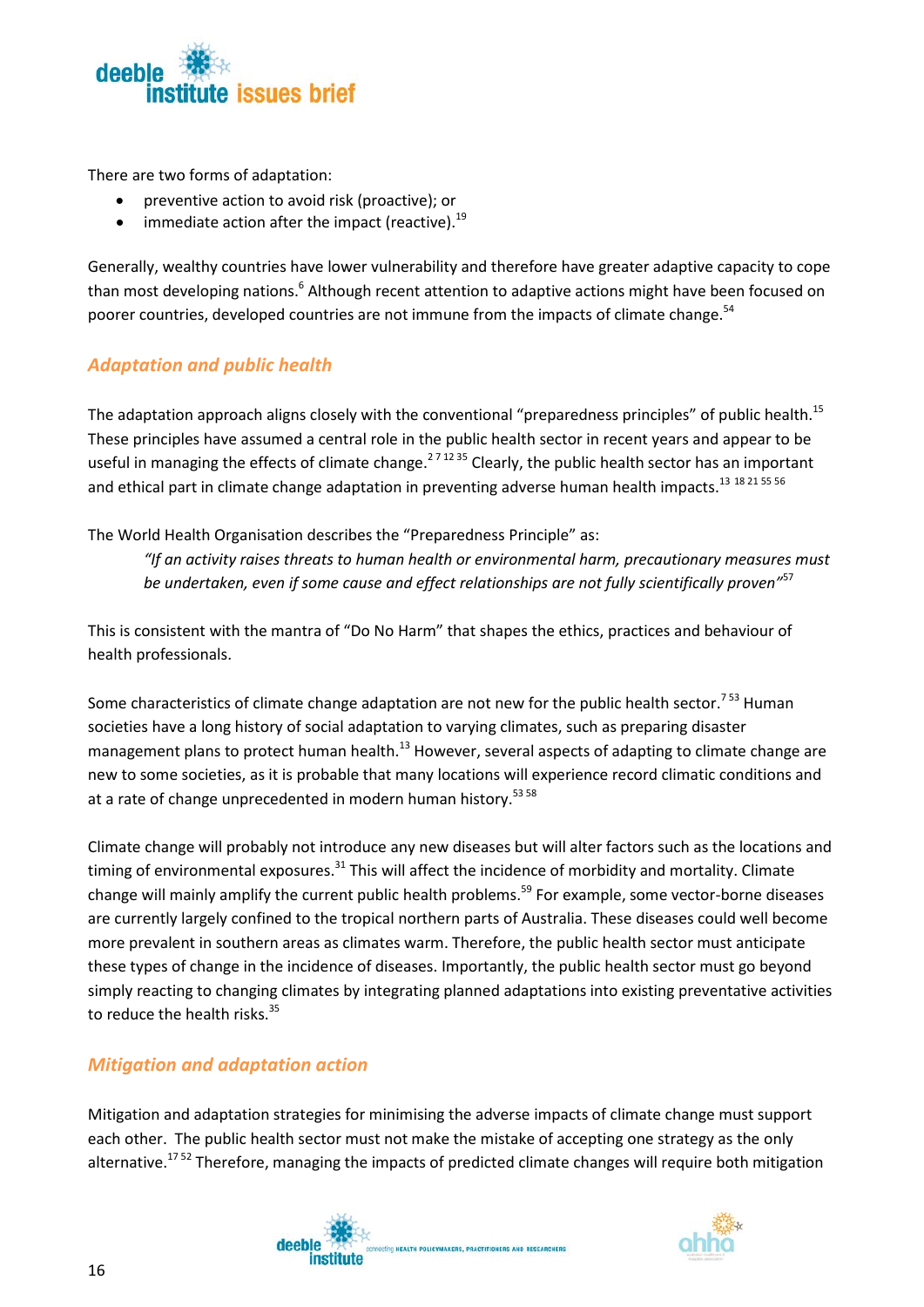There are two forms of adaptation:

- preventive action to avoid risk (proactive); or
- immediate action after the impact (reactive).[19]

Generally, wealthy countries have lower vulnerability and therefore have greater adaptive capacity to cope than most developing nations.[6] Although recent attention to adaptive actions might have been focused on poorer countries, developed countries are not immune from the impacts of climate change.[54]

## *Adaptation and public health*

The adaptation approach aligns closely with the conventional "preparedness principles" of public health.[15] These principles have assumed a central role in the public health sector in recent years and appear to be useful in managing the effects of climate change.[2,7,12,35] Clearly, the public health sector has an important and ethical part in climate change adaptation in preventing adverse human health impacts.[13,18,21,55,56]

The World Health Organisation describes the "Preparedness Principle" as:

> *"If an activity raises threats to human health or environmental harm, precautionary measures must be undertaken, even if some cause and effect relationships are not fully scientifically proven"*[57]

This is consistent with the mantra of "Do No Harm" that shapes the ethics, practices and behaviour of health professionals.

Some characteristics of climate change adaptation are not new for the public health sector.[7,53] Human societies have a long history of social adaptation to varying climates, such as preparing disaster management plans to protect human health.[13] However, several aspects of adapting to climate change are new to some societies, as it is probable that many locations will experience record climatic conditions and at a rate of change unprecedented in modern human history.[53,58]

Climate change will probably not introduce any new diseases but will alter factors such as the locations and timing of environmental exposures.[31] This will affect the incidence of morbidity and mortality. Climate change will mainly amplify the current public health problems.[59] For example, some vector-borne diseases are currently largely confined to the tropical northern parts of Australia. These diseases could well become more prevalent in southern areas as climates warm. Therefore, the public health sector must anticipate these types of change in the incidence of diseases. Importantly, the public health sector must go beyond simply reacting to changing climates by integrating planned adaptations into existing preventative activities to reduce the health risks.[35]

## *Mitigation and adaptation action*

Mitigation and adaptation strategies for minimising the adverse impacts of climate change must support each other. The public health sector must not make the mistake of accepting one strategy as the only alternative.[17,52] Therefore, managing the impacts of predicted climate changes will require both mitigation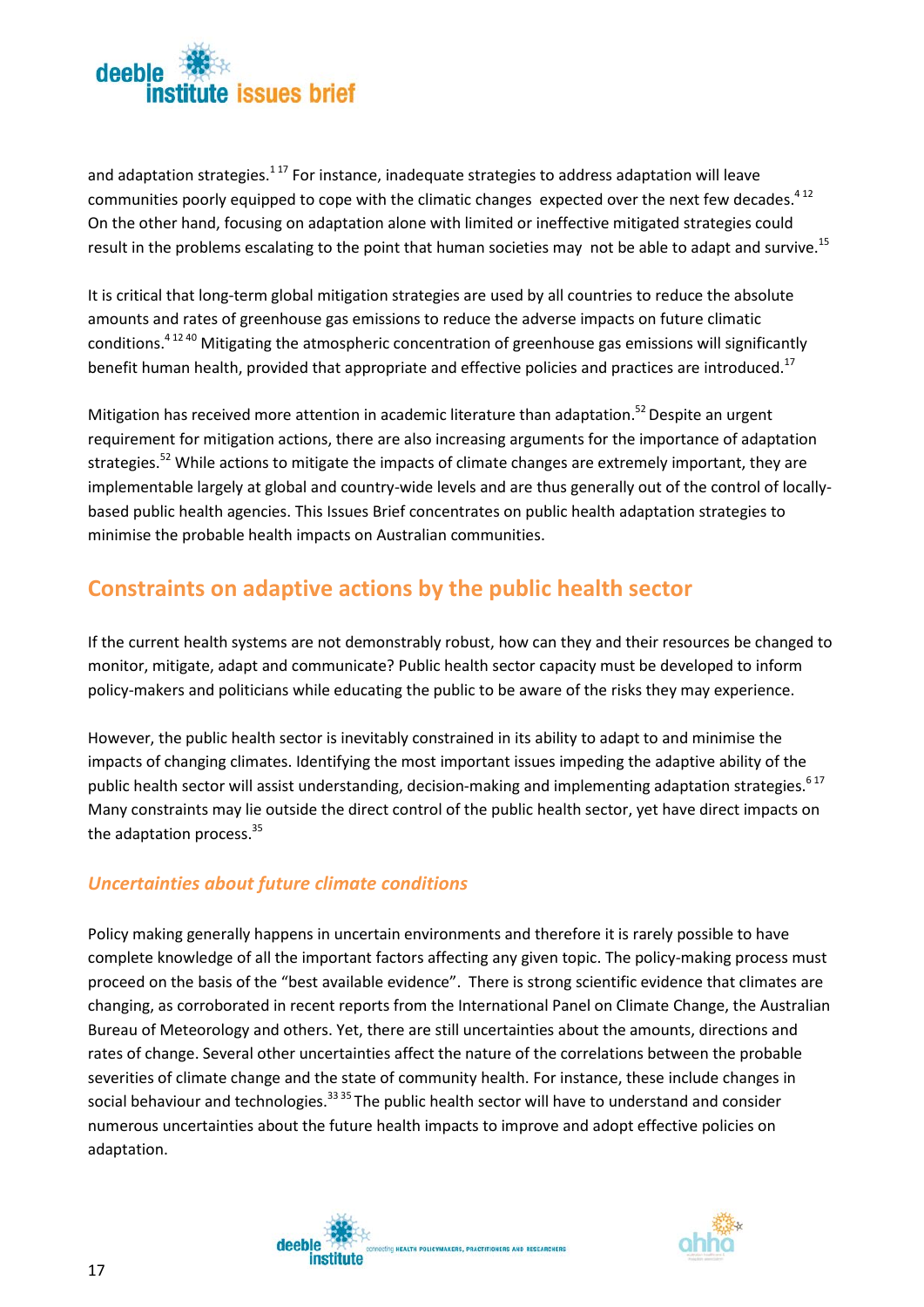and adaptation strategies.[1 17] For instance, inadequate strategies to address adaptation will leave communities poorly equipped to cope with the climatic changes expected over the next few decades.[4 12] On the other hand, focusing on adaptation alone with limited or ineffective mitigated strategies could result in the problems escalating to the point that human societies may not be able to adapt and survive.[15]

It is critical that long-term global mitigation strategies are used by all countries to reduce the absolute amounts and rates of greenhouse gas emissions to reduce the adverse impacts on future climatic conditions.[4 12 40] Mitigating the atmospheric concentration of greenhouse gas emissions will significantly benefit human health, provided that appropriate and effective policies and practices are introduced.[17]

Mitigation has received more attention in academic literature than adaptation.[52] Despite an urgent requirement for mitigation actions, there are also increasing arguments for the importance of adaptation strategies.[52] While actions to mitigate the impacts of climate changes are extremely important, they are implementable largely at global and country-wide levels and are thus generally out of the control of locally-based public health agencies. This Issues Brief concentrates on public health adaptation strategies to minimise the probable health impacts on Australian communities.

## Constraints on adaptive actions by the public health sector

If the current health systems are not demonstrably robust, how can they and their resources be changed to monitor, mitigate, adapt and communicate? Public health sector capacity must be developed to inform policy-makers and politicians while educating the public to be aware of the risks they may experience.

However, the public health sector is inevitably constrained in its ability to adapt to and minimise the impacts of changing climates. Identifying the most important issues impeding the adaptive ability of the public health sector will assist understanding, decision-making and implementing adaptation strategies.[6 17] Many constraints may lie outside the direct control of the public health sector, yet have direct impacts on the adaptation process.[35]

### *Uncertainties about future climate conditions*

Policy making generally happens in uncertain environments and therefore it is rarely possible to have complete knowledge of all the important factors affecting any given topic. The policy-making process must proceed on the basis of the "best available evidence". There is strong scientific evidence that climates are changing, as corroborated in recent reports from the International Panel on Climate Change, the Australian Bureau of Meteorology and others. Yet, there are still uncertainties about the amounts, directions and rates of change. Several other uncertainties affect the nature of the correlations between the probable severities of climate change and the state of community health. For instance, these include changes in social behaviour and technologies.[33 35] The public health sector will have to understand and consider numerous uncertainties about the future health impacts to improve and adopt effective policies on adaptation.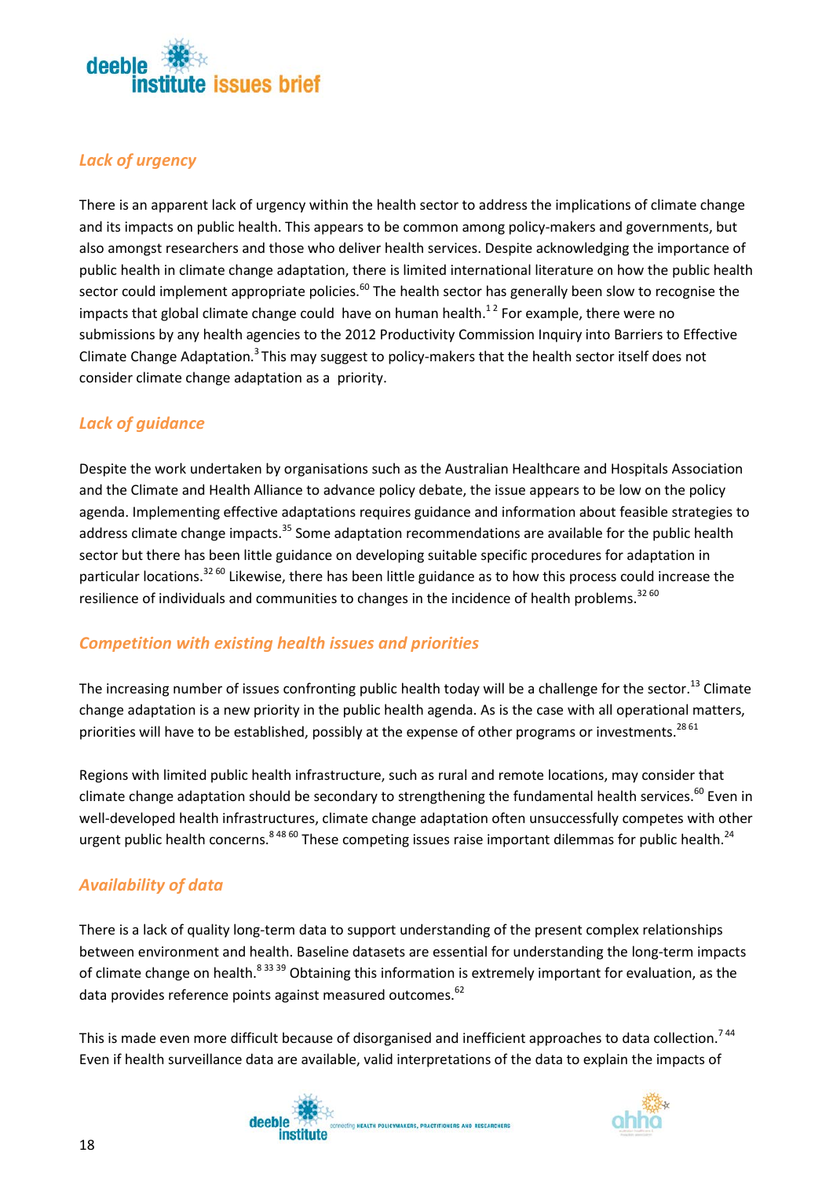## Lack of urgency

There is an apparent lack of urgency within the health sector to address the implications of climate change and its impacts on public health. This appears to be common among policy-makers and governments, but also amongst researchers and those who deliver health services. Despite acknowledging the importance of public health in climate change adaptation, there is limited international literature on how the public health sector could implement appropriate policies.[60] The health sector has generally been slow to recognise the impacts that global climate change could have on human health.[1 2] For example, there were no submissions by any health agencies to the 2012 Productivity Commission Inquiry into Barriers to Effective Climate Change Adaptation.[3] This may suggest to policy-makers that the health sector itself does not consider climate change adaptation as a priority.

## Lack of guidance

Despite the work undertaken by organisations such as the Australian Healthcare and Hospitals Association and the Climate and Health Alliance to advance policy debate, the issue appears to be low on the policy agenda. Implementing effective adaptations requires guidance and information about feasible strategies to address climate change impacts.[35] Some adaptation recommendations are available for the public health sector but there has been little guidance on developing suitable specific procedures for adaptation in particular locations.[32 60] Likewise, there has been little guidance as to how this process could increase the resilience of individuals and communities to changes in the incidence of health problems.[32 60]

## Competition with existing health issues and priorities

The increasing number of issues confronting public health today will be a challenge for the sector.[13] Climate change adaptation is a new priority in the public health agenda. As is the case with all operational matters, priorities will have to be established, possibly at the expense of other programs or investments.[28 61]

Regions with limited public health infrastructure, such as rural and remote locations, may consider that climate change adaptation should be secondary to strengthening the fundamental health services.[60] Even in well-developed health infrastructures, climate change adaptation often unsuccessfully competes with other urgent public health concerns.[8 48 60] These competing issues raise important dilemmas for public health.[24]

## Availability of data

There is a lack of quality long-term data to support understanding of the present complex relationships between environment and health. Baseline datasets are essential for understanding the long-term impacts of climate change on health.[8 33 39] Obtaining this information is extremely important for evaluation, as the data provides reference points against measured outcomes.[62]

This is made even more difficult because of disorganised and inefficient approaches to data collection.[7 44] Even if health surveillance data are available, valid interpretations of the data to explain the impacts of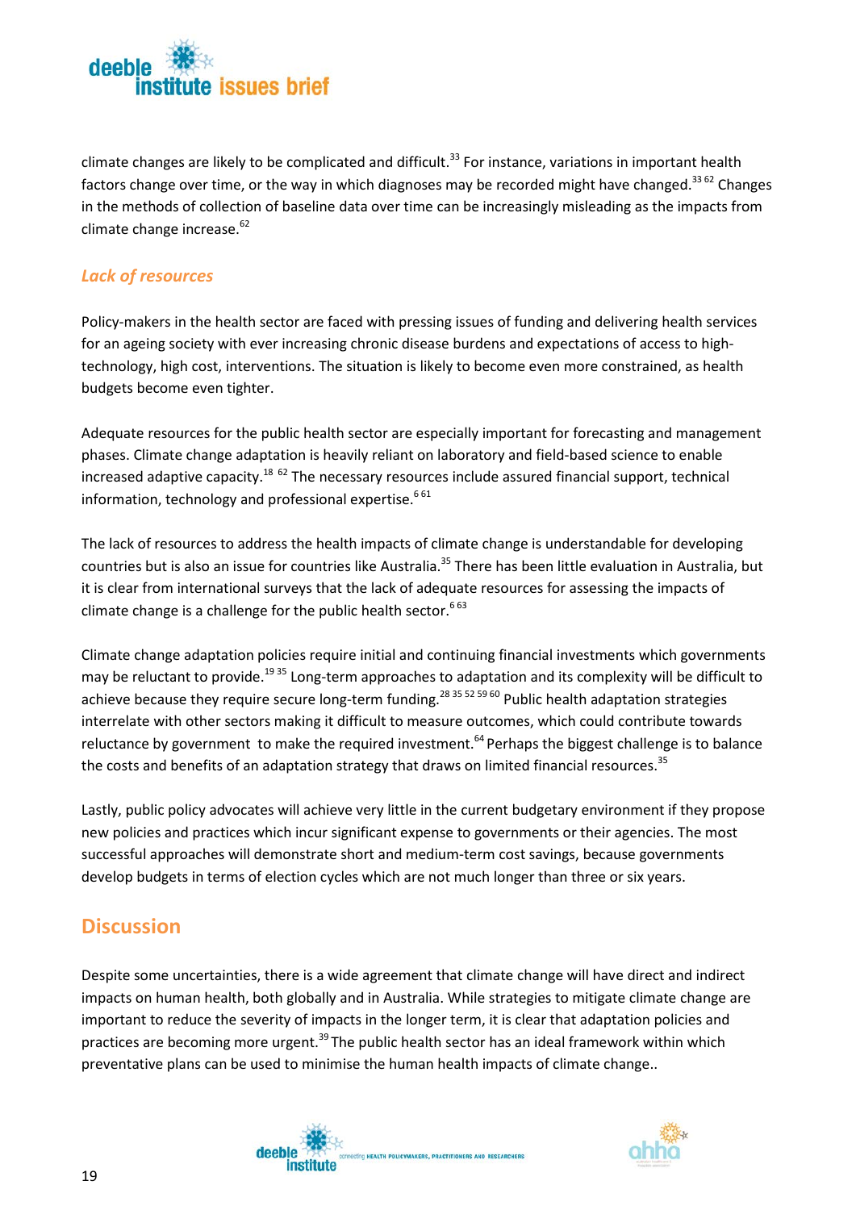climate changes are likely to be complicated and difficult.[33] For instance, variations in important health factors change over time, or the way in which diagnoses may be recorded might have changed.[33 62] Changes in the methods of collection of baseline data over time can be increasingly misleading as the impacts from climate change increase.[62]

### *Lack of resources*

Policy-makers in the health sector are faced with pressing issues of funding and delivering health services for an ageing society with ever increasing chronic disease burdens and expectations of access to high-technology, high cost, interventions. The situation is likely to become even more constrained, as health budgets become even tighter.

Adequate resources for the public health sector are especially important for forecasting and management phases. Climate change adaptation is heavily reliant on laboratory and field-based science to enable increased adaptive capacity.[18 62] The necessary resources include assured financial support, technical information, technology and professional expertise.[6 61]

The lack of resources to address the health impacts of climate change is understandable for developing countries but is also an issue for countries like Australia.[35] There has been little evaluation in Australia, but it is clear from international surveys that the lack of adequate resources for assessing the impacts of climate change is a challenge for the public health sector.[6 63]

Climate change adaptation policies require initial and continuing financial investments which governments may be reluctant to provide.[19 35] Long-term approaches to adaptation and its complexity will be difficult to achieve because they require secure long-term funding.[28 35 52 59 60] Public health adaptation strategies interrelate with other sectors making it difficult to measure outcomes, which could contribute towards reluctance by government to make the required investment.[64] Perhaps the biggest challenge is to balance the costs and benefits of an adaptation strategy that draws on limited financial resources.[35]

Lastly, public policy advocates will achieve very little in the current budgetary environment if they propose new policies and practices which incur significant expense to governments or their agencies. The most successful approaches will demonstrate short and medium-term cost savings, because governments develop budgets in terms of election cycles which are not much longer than three or six years.

## Discussion

Despite some uncertainties, there is a wide agreement that climate change will have direct and indirect impacts on human health, both globally and in Australia. While strategies to mitigate climate change are important to reduce the severity of impacts in the longer term, it is clear that adaptation policies and practices are becoming more urgent.[39] The public health sector has an ideal framework within which preventative plans can be used to minimise the human health impacts of climate change..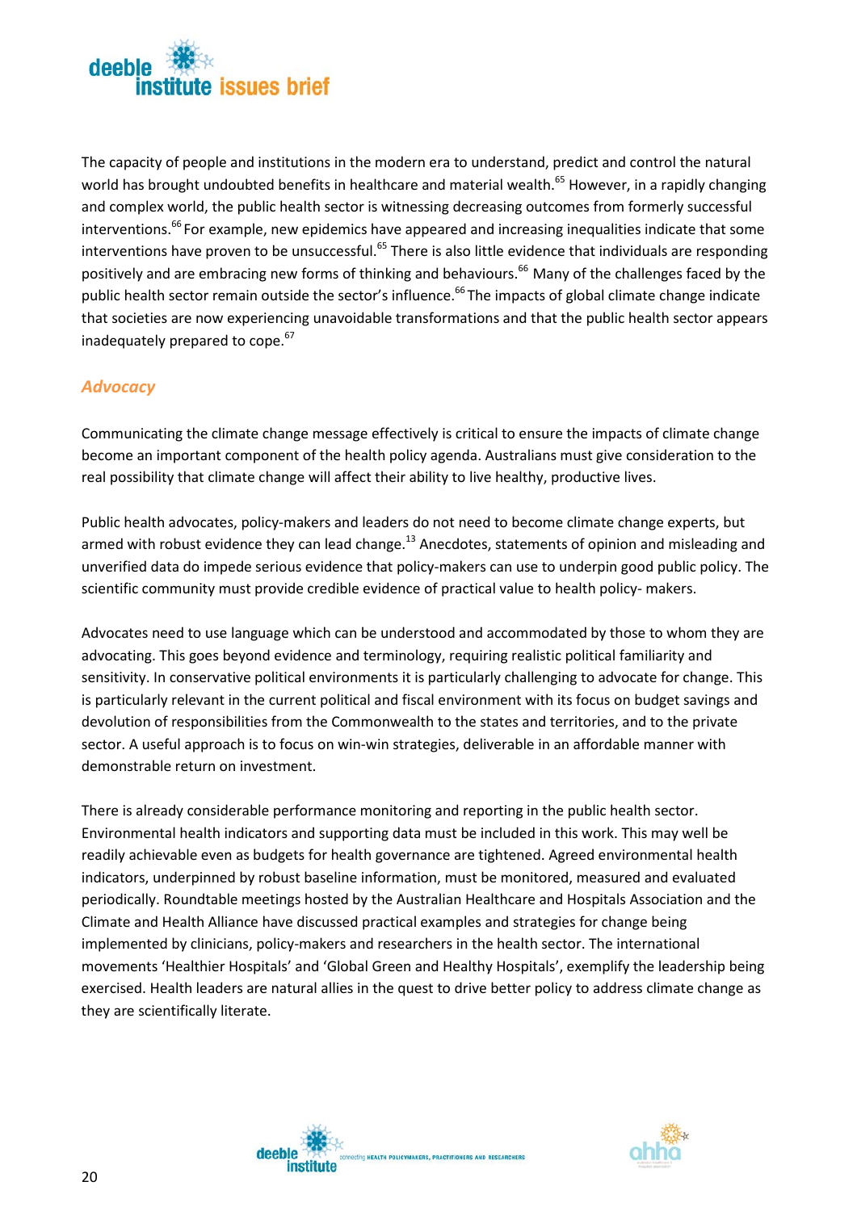The capacity of people and institutions in the modern era to understand, predict and control the natural world has brought undoubted benefits in healthcare and material wealth.[65] However, in a rapidly changing and complex world, the public health sector is witnessing decreasing outcomes from formerly successful interventions.[66] For example, new epidemics have appeared and increasing inequalities indicate that some interventions have proven to be unsuccessful.[65] There is also little evidence that individuals are responding positively and are embracing new forms of thinking and behaviours.[66] Many of the challenges faced by the public health sector remain outside the sector's influence.[66] The impacts of global climate change indicate that societies are now experiencing unavoidable transformations and that the public health sector appears inadequately prepared to cope.[67]

### *Advocacy*

Communicating the climate change message effectively is critical to ensure the impacts of climate change become an important component of the health policy agenda. Australians must give consideration to the real possibility that climate change will affect their ability to live healthy, productive lives.

Public health advocates, policy-makers and leaders do not need to become climate change experts, but armed with robust evidence they can lead change.[13] Anecdotes, statements of opinion and misleading and unverified data do impede serious evidence that policy-makers can use to underpin good public policy. The scientific community must provide credible evidence of practical value to health policy- makers.

Advocates need to use language which can be understood and accommodated by those to whom they are advocating. This goes beyond evidence and terminology, requiring realistic political familiarity and sensitivity. In conservative political environments it is particularly challenging to advocate for change. This is particularly relevant in the current political and fiscal environment with its focus on budget savings and devolution of responsibilities from the Commonwealth to the states and territories, and to the private sector. A useful approach is to focus on win-win strategies, deliverable in an affordable manner with demonstrable return on investment.

There is already considerable performance monitoring and reporting in the public health sector. Environmental health indicators and supporting data must be included in this work. This may well be readily achievable even as budgets for health governance are tightened. Agreed environmental health indicators, underpinned by robust baseline information, must be monitored, measured and evaluated periodically. Roundtable meetings hosted by the Australian Healthcare and Hospitals Association and the Climate and Health Alliance have discussed practical examples and strategies for change being implemented by clinicians, policy-makers and researchers in the health sector. The international movements 'Healthier Hospitals' and 'Global Green and Healthy Hospitals', exemplify the leadership being exercised. Health leaders are natural allies in the quest to drive better policy to address climate change as they are scientifically literate.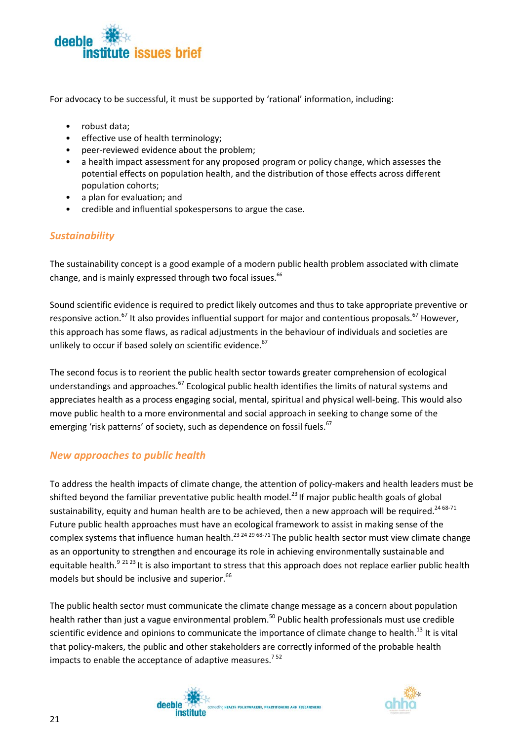For advocacy to be successful, it must be supported by 'rational' information, including:

- robust data;
- effective use of health terminology;
- peer-reviewed evidence about the problem;
- a health impact assessment for any proposed program or policy change, which assesses the potential effects on population health, and the distribution of those effects across different population cohorts;
- a plan for evaluation; and
- credible and influential spokespersons to argue the case.

### *Sustainability*

The sustainability concept is a good example of a modern public health problem associated with climate change, and is mainly expressed through two focal issues.[66]

Sound scientific evidence is required to predict likely outcomes and thus to take appropriate preventive or responsive action.[67] It also provides influential support for major and contentious proposals.[67] However, this approach has some flaws, as radical adjustments in the behaviour of individuals and societies are unlikely to occur if based solely on scientific evidence.[67]

The second focus is to reorient the public health sector towards greater comprehension of ecological understandings and approaches.[67] Ecological public health identifies the limits of natural systems and appreciates health as a process engaging social, mental, spiritual and physical well-being. This would also move public health to a more environmental and social approach in seeking to change some of the emerging 'risk patterns' of society, such as dependence on fossil fuels.[67]

### *New approaches to public health*

To address the health impacts of climate change, the attention of policy-makers and health leaders must be shifted beyond the familiar preventative public health model.[23] If major public health goals of global sustainability, equity and human health are to be achieved, then a new approach will be required.[24 68-71] Future public health approaches must have an ecological framework to assist in making sense of the complex systems that influence human health.[23 24 29 68-71] The public health sector must view climate change as an opportunity to strengthen and encourage its role in achieving environmentally sustainable and equitable health.[9 21 23] It is also important to stress that this approach does not replace earlier public health models but should be inclusive and superior.[66]

The public health sector must communicate the climate change message as a concern about population health rather than just a vague environmental problem.[50] Public health professionals must use credible scientific evidence and opinions to communicate the importance of climate change to health.[13] It is vital that policy-makers, the public and other stakeholders are correctly informed of the probable health impacts to enable the acceptance of adaptive measures.[7 52]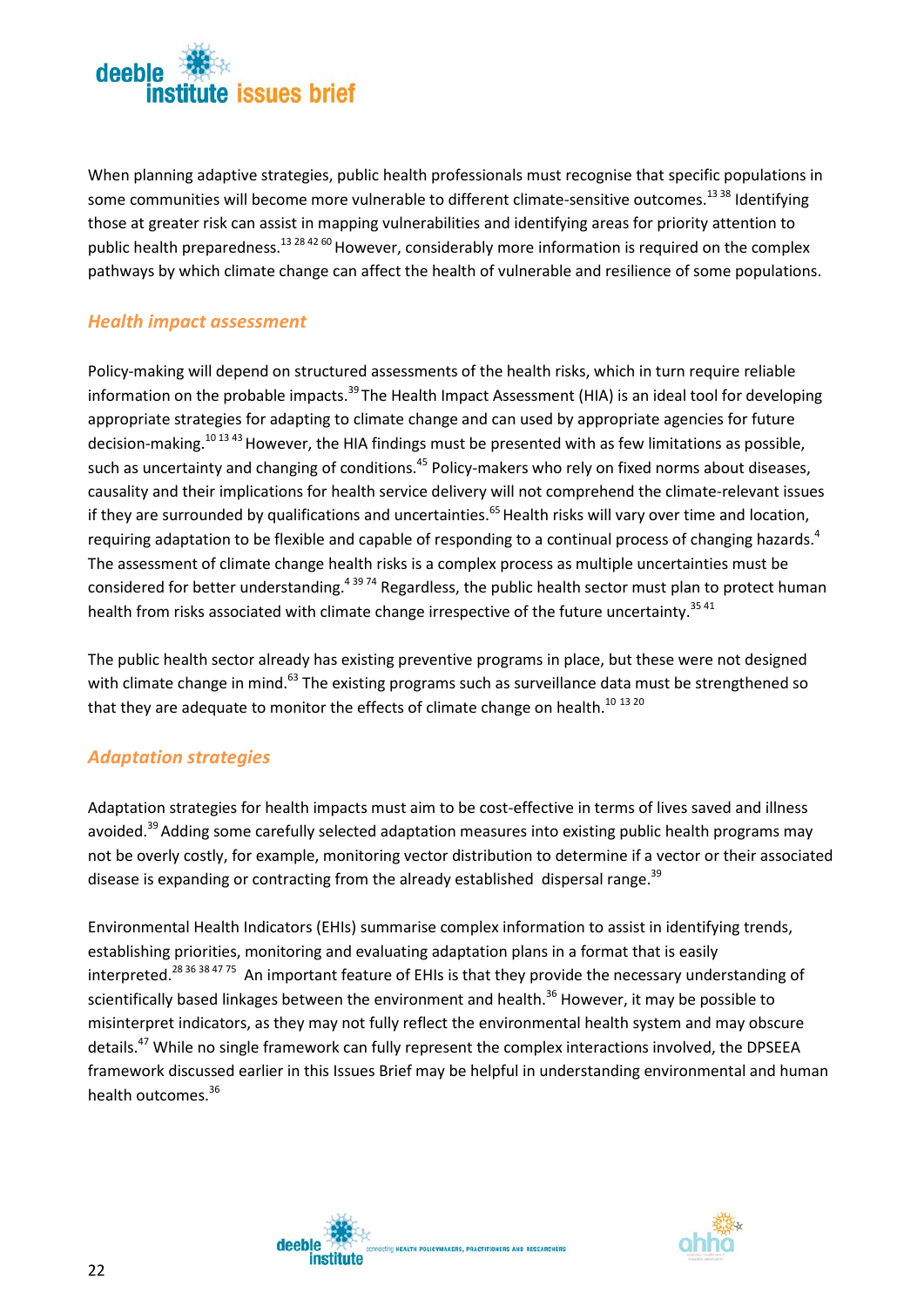When planning adaptive strategies, public health professionals must recognise that specific populations in some communities will become more vulnerable to different climate-sensitive outcomes.[13 38] Identifying those at greater risk can assist in mapping vulnerabilities and identifying areas for priority attention to public health preparedness.[13 28 42 60] However, considerably more information is required on the complex pathways by which climate change can affect the health of vulnerable and resilience of some populations.

### *Health impact assessment*

Policy-making will depend on structured assessments of the health risks, which in turn require reliable information on the probable impacts.[39] The Health Impact Assessment (HIA) is an ideal tool for developing appropriate strategies for adapting to climate change and can used by appropriate agencies for future decision-making.[10 13 43] However, the HIA findings must be presented with as few limitations as possible, such as uncertainty and changing of conditions.[45] Policy-makers who rely on fixed norms about diseases, causality and their implications for health service delivery will not comprehend the climate-relevant issues if they are surrounded by qualifications and uncertainties.[65] Health risks will vary over time and location, requiring adaptation to be flexible and capable of responding to a continual process of changing hazards.[4] The assessment of climate change health risks is a complex process as multiple uncertainties must be considered for better understanding.[4 39 74] Regardless, the public health sector must plan to protect human health from risks associated with climate change irrespective of the future uncertainty.[35 41]

The public health sector already has existing preventive programs in place, but these were not designed with climate change in mind.[63] The existing programs such as surveillance data must be strengthened so that they are adequate to monitor the effects of climate change on health.[10 13 20]

### *Adaptation strategies*

Adaptation strategies for health impacts must aim to be cost-effective in terms of lives saved and illness avoided.[39] Adding some carefully selected adaptation measures into existing public health programs may not be overly costly, for example, monitoring vector distribution to determine if a vector or their associated disease is expanding or contracting from the already established dispersal range.[39]

Environmental Health Indicators (EHIs) summarise complex information to assist in identifying trends, establishing priorities, monitoring and evaluating adaptation plans in a format that is easily interpreted.[28 36 38 47 75] An important feature of EHIs is that they provide the necessary understanding of scientifically based linkages between the environment and health.[36] However, it may be possible to misinterpret indicators, as they may not fully reflect the environmental health system and may obscure details.[47] While no single framework can fully represent the complex interactions involved, the DPSEEA framework discussed earlier in this Issues Brief may be helpful in understanding environmental and human health outcomes.[36]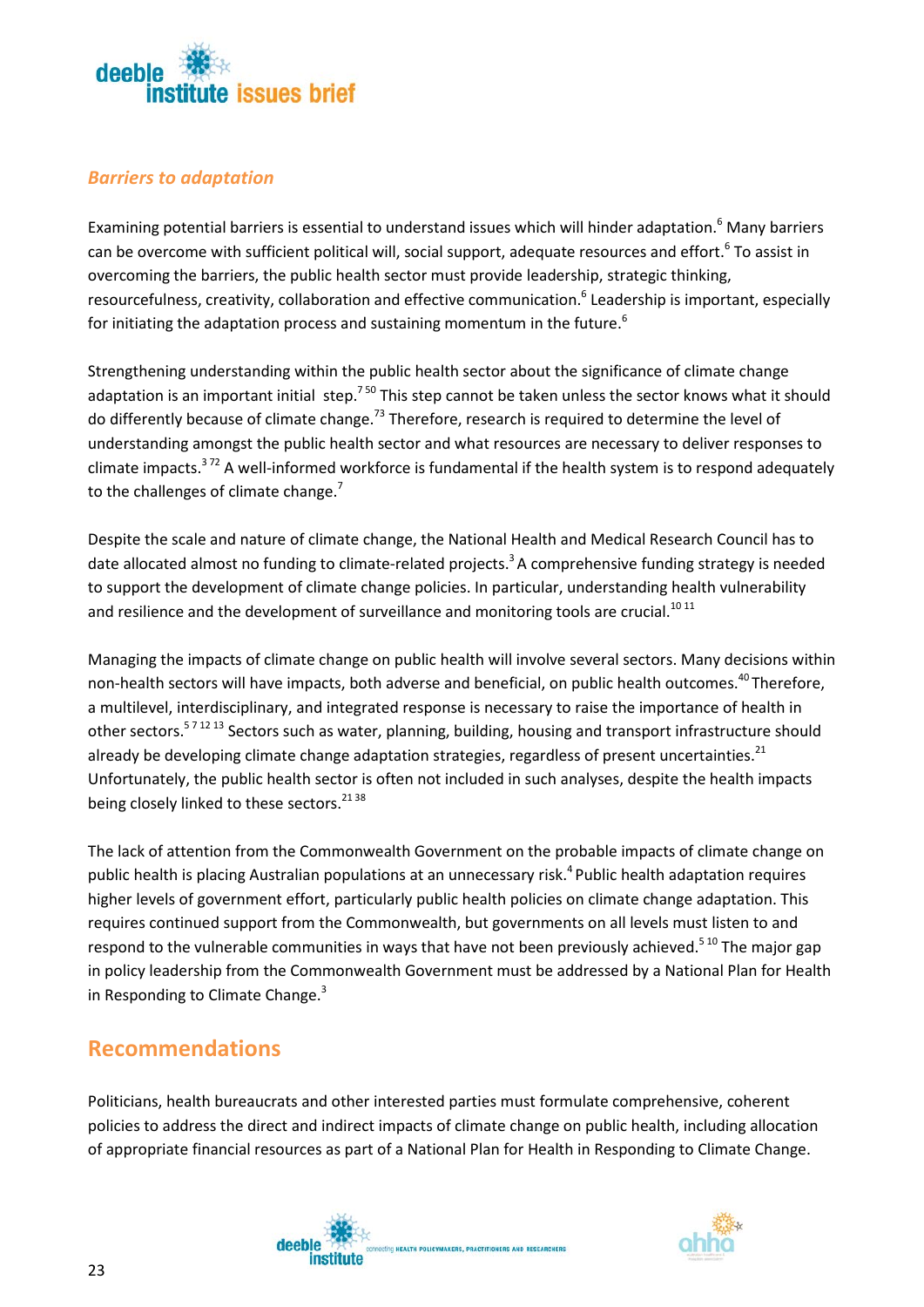### *Barriers to adaptation*

Examining potential barriers is essential to understand issues which will hinder adaptation.[6] Many barriers can be overcome with sufficient political will, social support, adequate resources and effort.[6] To assist in overcoming the barriers, the public health sector must provide leadership, strategic thinking, resourcefulness, creativity, collaboration and effective communication.[6] Leadership is important, especially for initiating the adaptation process and sustaining momentum in the future.[6]

Strengthening understanding within the public health sector about the significance of climate change adaptation is an important initial step.[7 50] This step cannot be taken unless the sector knows what it should do differently because of climate change.[73] Therefore, research is required to determine the level of understanding amongst the public health sector and what resources are necessary to deliver responses to climate impacts.[3 72] A well-informed workforce is fundamental if the health system is to respond adequately to the challenges of climate change.[7]

Despite the scale and nature of climate change, the National Health and Medical Research Council has to date allocated almost no funding to climate-related projects.[3] A comprehensive funding strategy is needed to support the development of climate change policies. In particular, understanding health vulnerability and resilience and the development of surveillance and monitoring tools are crucial.[10 11]

Managing the impacts of climate change on public health will involve several sectors. Many decisions within non-health sectors will have impacts, both adverse and beneficial, on public health outcomes.[40] Therefore, a multilevel, interdisciplinary, and integrated response is necessary to raise the importance of health in other sectors.[5 7 12 13] Sectors such as water, planning, building, housing and transport infrastructure should already be developing climate change adaptation strategies, regardless of present uncertainties.[21] Unfortunately, the public health sector is often not included in such analyses, despite the health impacts being closely linked to these sectors.[21 38]

The lack of attention from the Commonwealth Government on the probable impacts of climate change on public health is placing Australian populations at an unnecessary risk.[4] Public health adaptation requires higher levels of government effort, particularly public health policies on climate change adaptation. This requires continued support from the Commonwealth, but governments on all levels must listen to and respond to the vulnerable communities in ways that have not been previously achieved.[5 10] The major gap in policy leadership from the Commonwealth Government must be addressed by a National Plan for Health in Responding to Climate Change.[3]

## Recommendations

Politicians, health bureaucrats and other interested parties must formulate comprehensive, coherent policies to address the direct and indirect impacts of climate change on public health, including allocation of appropriate financial resources as part of a National Plan for Health in Responding to Climate Change.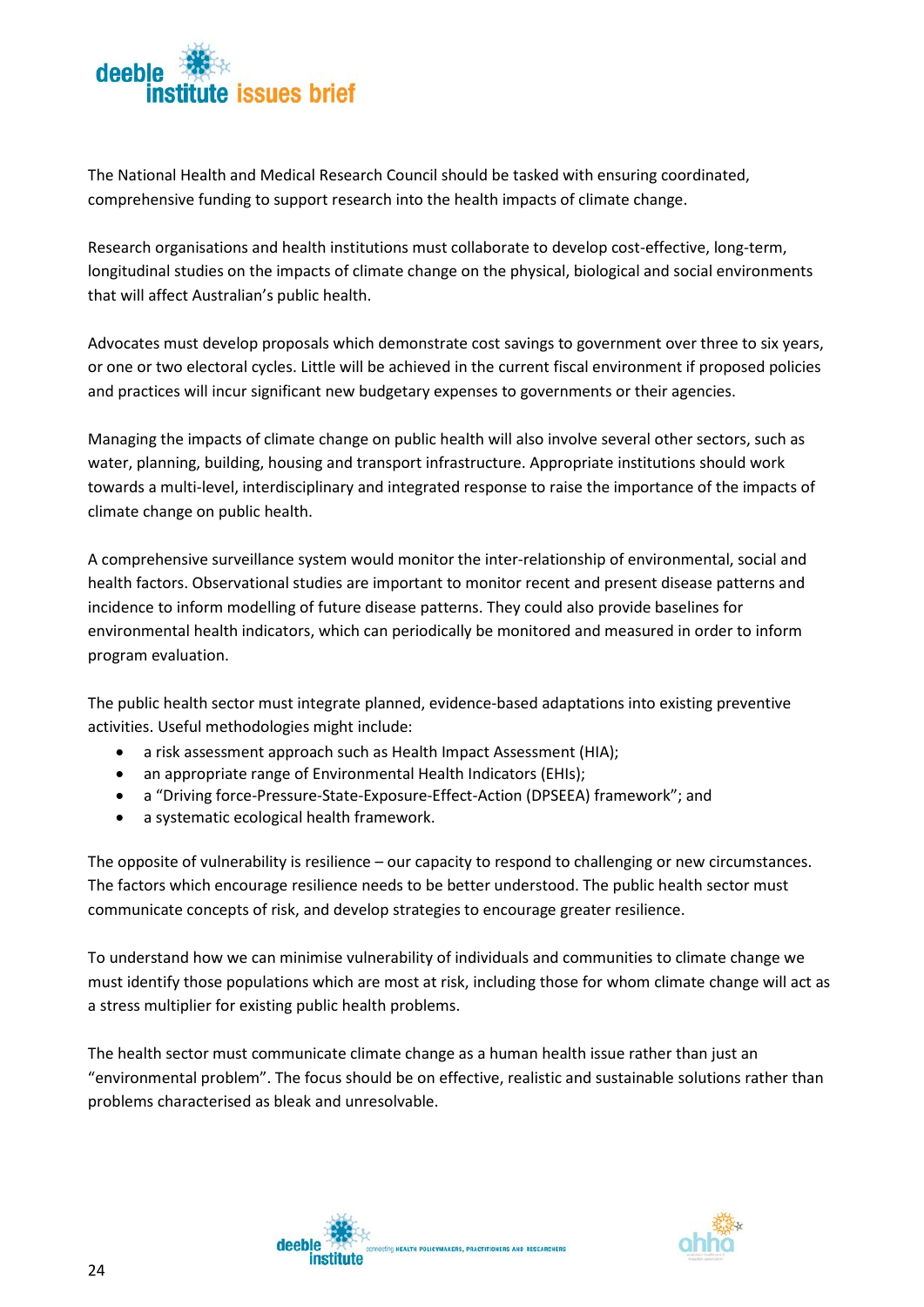The National Health and Medical Research Council should be tasked with ensuring coordinated, comprehensive funding to support research into the health impacts of climate change.

Research organisations and health institutions must collaborate to develop cost-effective, long-term, longitudinal studies on the impacts of climate change on the physical, biological and social environments that will affect Australian's public health.

Advocates must develop proposals which demonstrate cost savings to government over three to six years, or one or two electoral cycles. Little will be achieved in the current fiscal environment if proposed policies and practices will incur significant new budgetary expenses to governments or their agencies.

Managing the impacts of climate change on public health will also involve several other sectors, such as water, planning, building, housing and transport infrastructure. Appropriate institutions should work towards a multi-level, interdisciplinary and integrated response to raise the importance of the impacts of climate change on public health.

A comprehensive surveillance system would monitor the inter-relationship of environmental, social and health factors. Observational studies are important to monitor recent and present disease patterns and incidence to inform modelling of future disease patterns. They could also provide baselines for environmental health indicators, which can periodically be monitored and measured in order to inform program evaluation.

The public health sector must integrate planned, evidence-based adaptations into existing preventive activities. Useful methodologies might include:

- a risk assessment approach such as Health Impact Assessment (HIA);
- an appropriate range of Environmental Health Indicators (EHIs);
- a "Driving force-Pressure-State-Exposure-Effect-Action (DPSEEA) framework"; and
- a systematic ecological health framework.

The opposite of vulnerability is resilience – our capacity to respond to challenging or new circumstances. The factors which encourage resilience needs to be better understood. The public health sector must communicate concepts of risk, and develop strategies to encourage greater resilience.

To understand how we can minimise vulnerability of individuals and communities to climate change we must identify those populations which are most at risk, including those for whom climate change will act as a stress multiplier for existing public health problems.

The health sector must communicate climate change as a human health issue rather than just an "environmental problem". The focus should be on effective, realistic and sustainable solutions rather than problems characterised as bleak and unresolvable.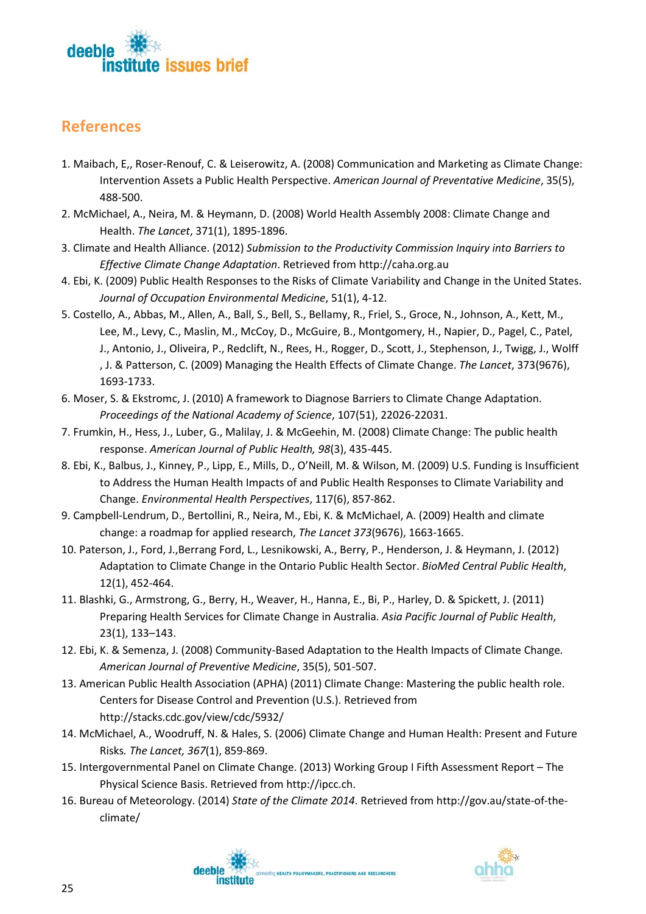## References

1. Maibach, E,, Roser-Renouf, C. & Leiserowitz, A. (2008) Communication and Marketing as Climate Change: Intervention Assets a Public Health Perspective. *American Journal of Preventative Medicine*, 35(5), 488-500.
2. McMichael, A., Neira, M. & Heymann, D. (2008) World Health Assembly 2008: Climate Change and Health. *The Lancet*, 371(1), 1895-1896.
3. Climate and Health Alliance. (2012) *Submission to the Productivity Commission Inquiry into Barriers to Effective Climate Change Adaptation*. Retrieved from http://caha.org.au
4. Ebi, K. (2009) Public Health Responses to the Risks of Climate Variability and Change in the United States. *Journal of Occupation Environmental Medicine*, 51(1), 4-12.
5. Costello, A., Abbas, M., Allen, A., Ball, S., Bell, S., Bellamy, R., Friel, S., Groce, N., Johnson, A., Kett, M., Lee, M., Levy, C., Maslin, M., McCoy, D., McGuire, B., Montgomery, H., Napier, D., Pagel, C., Patel, J., Antonio, J., Oliveira, P., Redclift, N., Rees, H., Rogger, D., Scott, J., Stephenson, J., Twigg, J., Wolff , J. & Patterson, C. (2009) Managing the Health Effects of Climate Change. *The Lancet*, 373(9676), 1693-1733.
6. Moser, S. & Ekstromc, J. (2010) A framework to Diagnose Barriers to Climate Change Adaptation. *Proceedings of the National Academy of Science*, 107(51), 22026-22031.
7. Frumkin, H., Hess, J., Luber, G., Malilay, J. & McGeehin, M. (2008) Climate Change: The public health response. *American Journal of Public Health, 98*(3), 435-445.
8. Ebi, K., Balbus, J., Kinney, P., Lipp, E., Mills, D., O'Neill, M. & Wilson, M. (2009) U.S. Funding is Insufficient to Address the Human Impacts of and Public Health Responses to Climate Variability and Change. *Environmental Health Perspectives*, 117(6), 857-862.
9. Campbell-Lendrum, D., Bertollini, R., Neira, M., Ebi, K. & McMichael, A. (2009) Health and climate change: a roadmap for applied research, *The Lancet 373*(9676), 1663-1665.
10. Paterson, J., Ford, J.,Berrang Ford, L., Lesnikowski, A., Berry, P., Henderson, J. & Heymann, J. (2012) Adaptation to Climate Change in the Ontario Public Health Sector. *BioMed Central Public Health*, 12(1), 452-464.
11. Blashki, G., Armstrong, G., Berry, H., Weaver, H., Hanna, E., Bi, P., Harley, D. & Spickett, J. (2011) Preparing Health Services for Climate Change in Australia. *Asia Pacific Journal of Public Health*, 23(1), 133–143.
12. Ebi, K. & Semenza, J. (2008) Community-Based Adaptation to the Health Impacts of Climate Change. *American Journal of Preventive Medicine*, 35(5), 501-507.
13. American Public Health Association (APHA) (2011) Climate Change: Mastering the public health role. Centers for Disease Control and Prevention (U.S.). Retrieved from http://stacks.cdc.gov/view/cdc/5932/
14. McMichael, A., Woodruff, N. & Hales, S. (2006) Climate Change and Human Health: Present and Future Risks. *The Lancet, 367*(1), 859-869.
15. Intergovernmental Panel on Climate Change. (2013) Working Group I Fifth Assessment Report – The Physical Science Basis. Retrieved from http://ipcc.ch.
16. Bureau of Meteorology. (2014) *State of the Climate 2014*. Retrieved from http://gov.au/state-of-the-climate/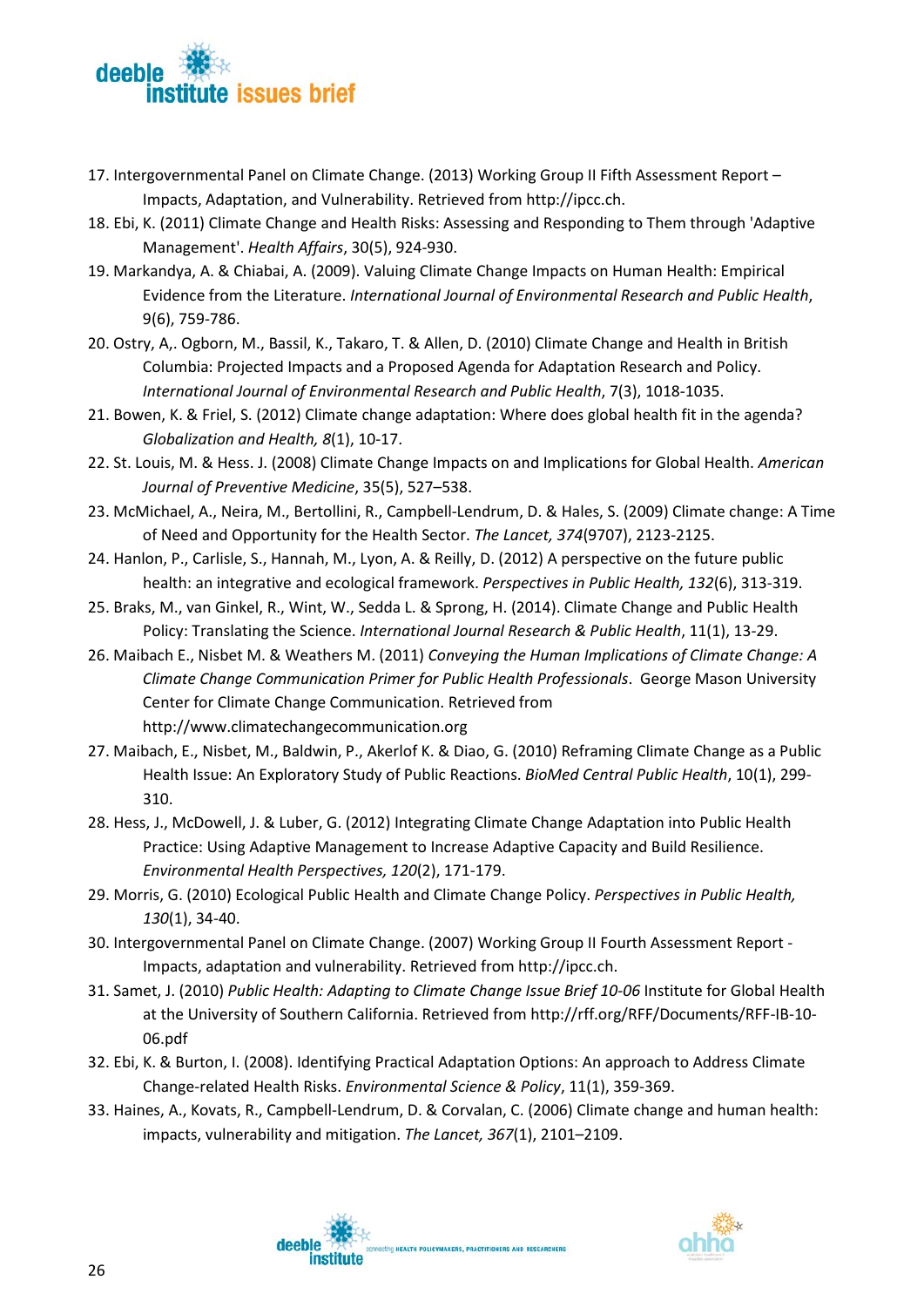17. Intergovernmental Panel on Climate Change. (2013) Working Group II Fifth Assessment Report – Impacts, Adaptation, and Vulnerability. Retrieved from http://ipcc.ch.
18. Ebi, K. (2011) Climate Change and Health Risks: Assessing and Responding to Them through 'Adaptive Management'. *Health Affairs*, 30(5), 924-930.
19. Markandya, A. & Chiabai, A. (2009). Valuing Climate Change Impacts on Human Health: Empirical Evidence from the Literature. *International Journal of Environmental Research and Public Health*, 9(6), 759-786.
20. Ostry, A,. Ogborn, M., Bassil, K., Takaro, T. & Allen, D. (2010) Climate Change and Health in British Columbia: Projected Impacts and a Proposed Agenda for Adaptation Research and Policy. *International Journal of Environmental Research and Public Health*, 7(3), 1018-1035.
21. Bowen, K. & Friel, S. (2012) Climate change adaptation: Where does global health fit in the agenda? *Globalization and Health, 8*(1), 10-17.
22. St. Louis, M. & Hess. J. (2008) Climate Change Impacts on and Implications for Global Health. *American Journal of Preventive Medicine*, 35(5), 527–538.
23. McMichael, A., Neira, M., Bertollini, R., Campbell-Lendrum, D. & Hales, S. (2009) Climate change: A Time of Need and Opportunity for the Health Sector. *The Lancet, 374*(9707), 2123-2125.
24. Hanlon, P., Carlisle, S., Hannah, M., Lyon, A. & Reilly, D. (2012) A perspective on the future public health: an integrative and ecological framework. *Perspectives in Public Health, 132*(6), 313-319.
25. Braks, M., van Ginkel, R., Wint, W., Sedda L. & Sprong, H. (2014). Climate Change and Public Health Policy: Translating the Science. *International Journal Research & Public Health*, 11(1), 13-29.
26. Maibach E., Nisbet M. & Weathers M. (2011) *Conveying the Human Implications of Climate Change: A Climate Change Communication Primer for Public Health Professionals*. George Mason University Center for Climate Change Communication. Retrieved from http://www.climatechangecommunication.org
27. Maibach, E., Nisbet, M., Baldwin, P., Akerlof K. & Diao, G. (2010) Reframing Climate Change as a Public Health Issue: An Exploratory Study of Public Reactions. *BioMed Central Public Health*, 10(1), 299-310.
28. Hess, J., McDowell, J. & Luber, G. (2012) Integrating Climate Change Adaptation into Public Health Practice: Using Adaptive Management to Increase Adaptive Capacity and Build Resilience. *Environmental Health Perspectives, 120*(2), 171-179.
29. Morris, G. (2010) Ecological Public Health and Climate Change Policy. *Perspectives in Public Health, 130*(1), 34-40.
30. Intergovernmental Panel on Climate Change. (2007) Working Group II Fourth Assessment Report - Impacts, adaptation and vulnerability. Retrieved from http://ipcc.ch.
31. Samet, J. (2010) *Public Health: Adapting to Climate Change Issue Brief 10-06* Institute for Global Health at the University of Southern California. Retrieved from http://rff.org/RFF/Documents/RFF-IB-10-06.pdf
32. Ebi, K. & Burton, I. (2008). Identifying Practical Adaptation Options: An approach to Address Climate Change-related Health Risks. *Environmental Science & Policy*, 11(1), 359-369.
33. Haines, A., Kovats, R., Campbell-Lendrum, D. & Corvalan, C. (2006) Climate change and human health: impacts, vulnerability and mitigation. *The Lancet, 367*(1), 2101–2109.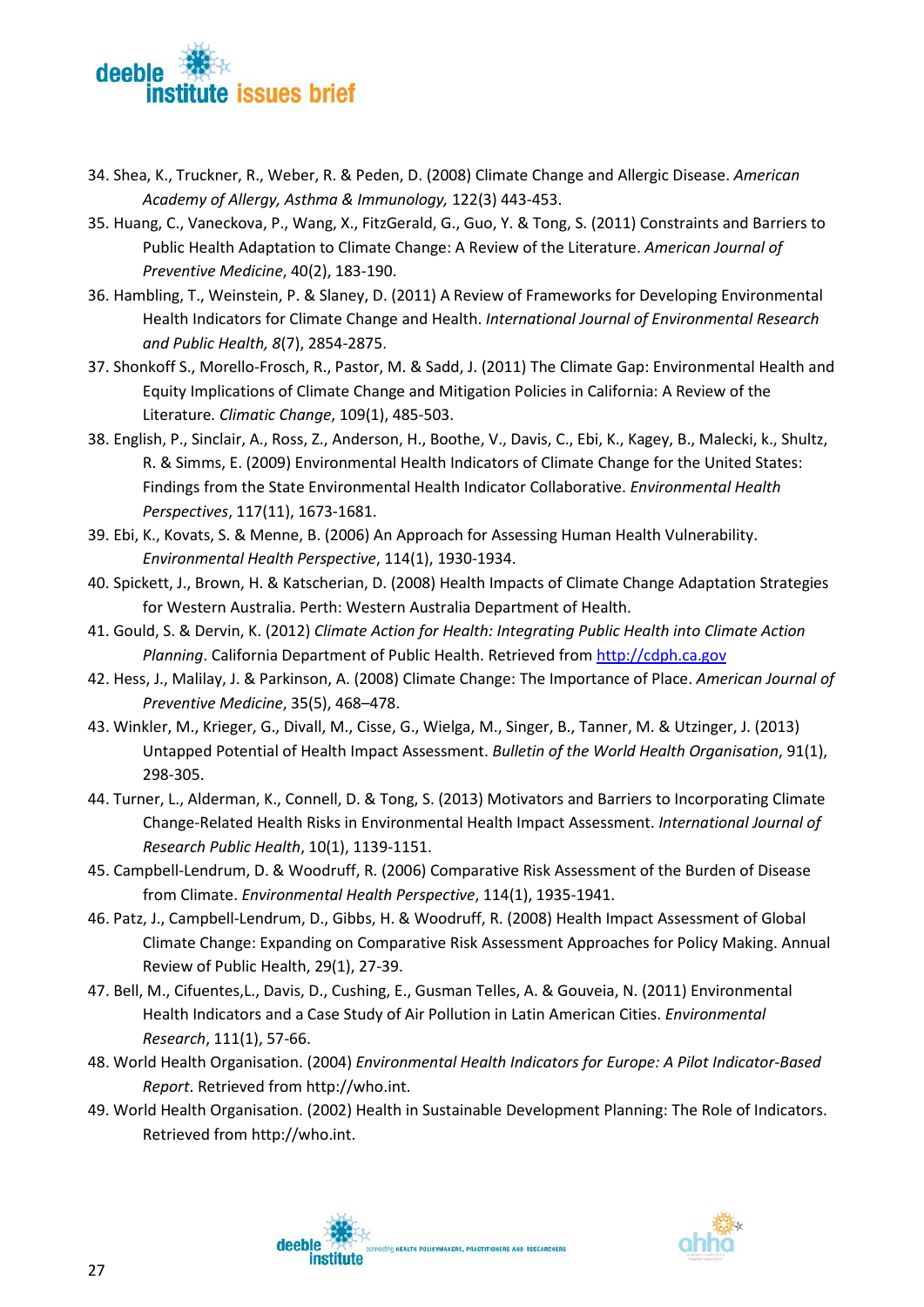34. Shea, K., Truckner, R., Weber, R. & Peden, D. (2008) Climate Change and Allergic Disease. *American Academy of Allergy, Asthma & Immunology,* 122(3) 443-453.
35. Huang, C., Vaneckova, P., Wang, X., FitzGerald, G., Guo, Y. & Tong, S. (2011) Constraints and Barriers to Public Health Adaptation to Climate Change: A Review of the Literature. *American Journal of Preventive Medicine*, 40(2), 183-190.
36. Hambling, T., Weinstein, P. & Slaney, D. (2011) A Review of Frameworks for Developing Environmental Health Indicators for Climate Change and Health. *International Journal of Environmental Research and Public Health, 8*(7), 2854-2875.
37. Shonkoff S., Morello-Frosch, R., Pastor, M. & Sadd, J. (2011) The Climate Gap: Environmental Health and Equity Implications of Climate Change and Mitigation Policies in California: A Review of the Literature. *Climatic Change*, 109(1), 485-503.
38. English, P., Sinclair, A., Ross, Z., Anderson, H., Boothe, V., Davis, C., Ebi, K., Kagey, B., Malecki, k., Shultz, R. & Simms, E. (2009) Environmental Health Indicators of Climate Change for the United States: Findings from the State Environmental Health Indicator Collaborative. *Environmental Health Perspectives*, 117(11), 1673-1681.
39. Ebi, K., Kovats, S. & Menne, B. (2006) An Approach for Assessing Human Health Vulnerability. *Environmental Health Perspective*, 114(1), 1930-1934.
40. Spickett, J., Brown, H. & Katscherian, D. (2008) Health Impacts of Climate Change Adaptation Strategies for Western Australia. Perth: Western Australia Department of Health.
41. Gould, S. & Dervin, K. (2012) *Climate Action for Health: Integrating Public Health into Climate Action Planning*. California Department of Public Health. Retrieved from http://cdph.ca.gov
42. Hess, J., Malilay, J. & Parkinson, A. (2008) Climate Change: The Importance of Place. *American Journal of Preventive Medicine*, 35(5), 468–478.
43. Winkler, M., Krieger, G., Divall, M., Cisse, G., Wielga, M., Singer, B., Tanner, M. & Utzinger, J. (2013) Untapped Potential of Health Impact Assessment. *Bulletin of the World Health Organisation*, 91(1), 298-305.
44. Turner, L., Alderman, K., Connell, D. & Tong, S. (2013) Motivators and Barriers to Incorporating Climate Change-Related Health Risks in Environmental Health Impact Assessment. *International Journal of Research Public Health*, 10(1), 1139-1151.
45. Campbell-Lendrum, D. & Woodruff, R. (2006) Comparative Risk Assessment of the Burden of Disease from Climate. *Environmental Health Perspective*, 114(1), 1935-1941.
46. Patz, J., Campbell-Lendrum, D., Gibbs, H. & Woodruff, R. (2008) Health Impact Assessment of Global Climate Change: Expanding on Comparative Risk Assessment Approaches for Policy Making. Annual Review of Public Health, 29(1), 27-39.
47. Bell, M., Cifuentes,L., Davis, D., Cushing, E., Gusman Telles, A. & Gouveia, N. (2011) Environmental Health Indicators and a Case Study of Air Pollution in Latin American Cities. *Environmental Research*, 111(1), 57-66.
48. World Health Organisation. (2004) *Environmental Health Indicators for Europe: A Pilot Indicator-Based Report*. Retrieved from http://who.int.
49. World Health Organisation. (2002) Health in Sustainable Development Planning: The Role of Indicators. Retrieved from http://who.int.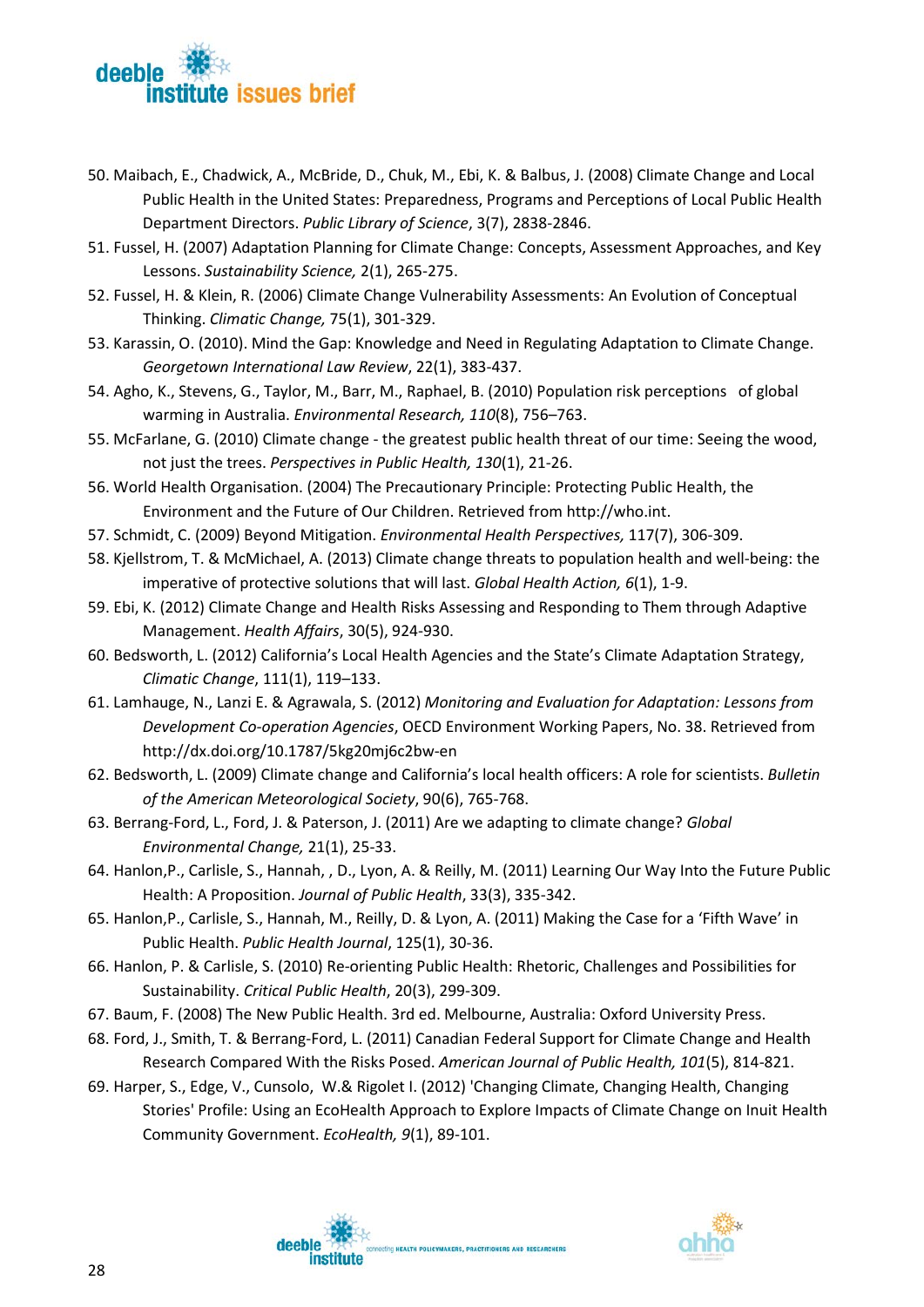50. Maibach, E., Chadwick, A., McBride, D., Chuk, M., Ebi, K. & Balbus, J. (2008) Climate Change and Local Public Health in the United States: Preparedness, Programs and Perceptions of Local Public Health Department Directors. *Public Library of Science*, 3(7), 2838-2846.
51. Fussel, H. (2007) Adaptation Planning for Climate Change: Concepts, Assessment Approaches, and Key Lessons. *Sustainability Science,* 2(1), 265-275.
52. Fussel, H. & Klein, R. (2006) Climate Change Vulnerability Assessments: An Evolution of Conceptual Thinking. *Climatic Change,* 75(1), 301-329.
53. Karassin, O. (2010). Mind the Gap: Knowledge and Need in Regulating Adaptation to Climate Change. *Georgetown International Law Review*, 22(1), 383-437.
54. Agho, K., Stevens, G., Taylor, M., Barr, M., Raphael, B. (2010) Population risk perceptions of global warming in Australia. *Environmental Research, 110*(8), 756–763.
55. McFarlane, G. (2010) Climate change - the greatest public health threat of our time: Seeing the wood, not just the trees. *Perspectives in Public Health, 130*(1), 21-26.
56. World Health Organisation. (2004) The Precautionary Principle: Protecting Public Health, the Environment and the Future of Our Children. Retrieved from http://who.int.
57. Schmidt, C. (2009) Beyond Mitigation. *Environmental Health Perspectives,* 117(7), 306-309.
58. Kjellstrom, T. & McMichael, A. (2013) Climate change threats to population health and well-being: the imperative of protective solutions that will last. *Global Health Action, 6*(1), 1-9.
59. Ebi, K. (2012) Climate Change and Health Risks Assessing and Responding to Them through Adaptive Management. *Health Affairs*, 30(5), 924-930.
60. Bedsworth, L. (2012) California's Local Health Agencies and the State's Climate Adaptation Strategy, *Climatic Change*, 111(1), 119–133.
61. Lamhauge, N., Lanzi E. & Agrawala, S. (2012) *Monitoring and Evaluation for Adaptation: Lessons from Development Co-operation Agencies*, OECD Environment Working Papers, No. 38. Retrieved from http://dx.doi.org/10.1787/5kg20mj6c2bw-en
62. Bedsworth, L. (2009) Climate change and California's local health officers: A role for scientists. *Bulletin of the American Meteorological Society*, 90(6), 765-768.
63. Berrang-Ford, L., Ford, J. & Paterson, J. (2011) Are we adapting to climate change? *Global Environmental Change,* 21(1), 25-33.
64. Hanlon,P., Carlisle, S., Hannah, , D., Lyon, A. & Reilly, M. (2011) Learning Our Way Into the Future Public Health: A Proposition. *Journal of Public Health*, 33(3), 335-342.
65. Hanlon,P., Carlisle, S., Hannah, M., Reilly, D. & Lyon, A. (2011) Making the Case for a 'Fifth Wave' in Public Health. *Public Health Journal*, 125(1), 30-36.
66. Hanlon, P. & Carlisle, S. (2010) Re-orienting Public Health: Rhetoric, Challenges and Possibilities for Sustainability. *Critical Public Health*, 20(3), 299-309.
67. Baum, F. (2008) The New Public Health. 3rd ed. Melbourne, Australia: Oxford University Press.
68. Ford, J., Smith, T. & Berrang-Ford, L. (2011) Canadian Federal Support for Climate Change and Health Research Compared With the Risks Posed. *American Journal of Public Health, 101*(5), 814-821.
69. Harper, S., Edge, V., Cunsolo, W.& Rigolet I. (2012) 'Changing Climate, Changing Health, Changing Stories' Profile: Using an EcoHealth Approach to Explore Impacts of Climate Change on Inuit Health Community Government. *EcoHealth, 9*(1), 89-101.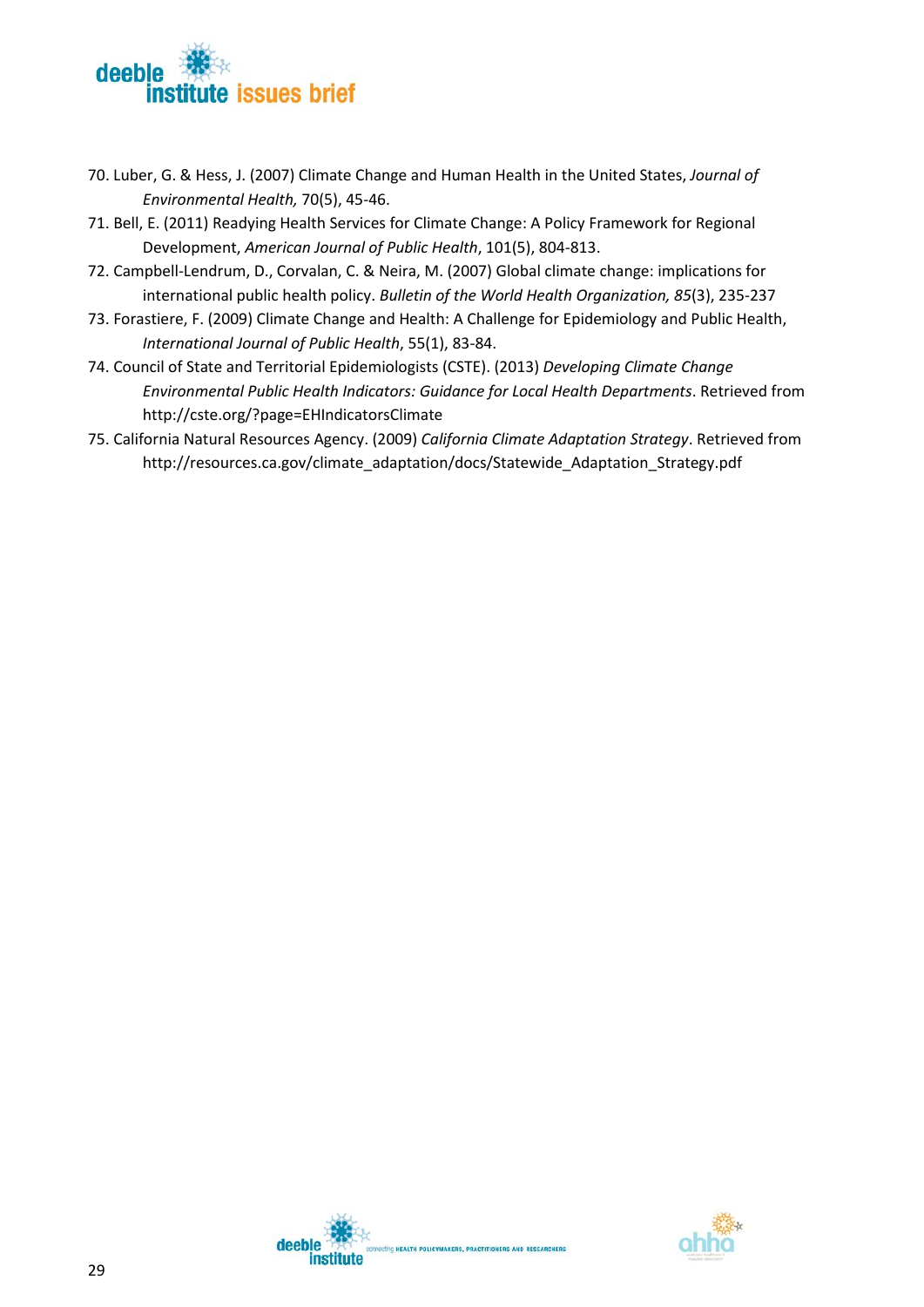70. Luber, G. & Hess, J. (2007) Climate Change and Human Health in the United States, *Journal of Environmental Health,* 70(5), 45-46.
71. Bell, E. (2011) Readying Health Services for Climate Change: A Policy Framework for Regional Development, *American Journal of Public Health*, 101(5), 804-813.
72. Campbell-Lendrum, D., Corvalan, C. & Neira, M. (2007) Global climate change: implications for international public health policy. *Bulletin of the World Health Organization, 85*(3), 235-237
73. Forastiere, F. (2009) Climate Change and Health: A Challenge for Epidemiology and Public Health, *International Journal of Public Health*, 55(1), 83-84.
74. Council of State and Territorial Epidemiologists (CSTE). (2013) *Developing Climate Change Environmental Public Health Indicators: Guidance for Local Health Departments*. Retrieved from http://cste.org/?page=EHIndicatorsClimate
75. California Natural Resources Agency. (2009) *California Climate Adaptation Strategy*. Retrieved from http://resources.ca.gov/climate_adaptation/docs/Statewide_Adaptation_Strategy.pdf